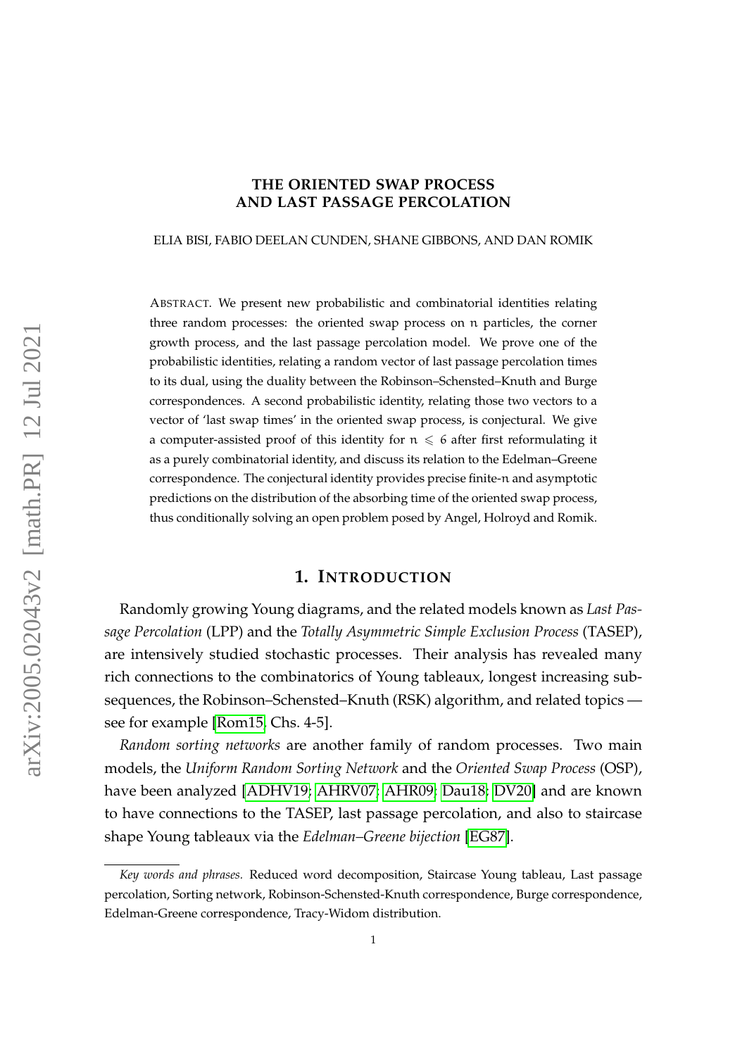# THE ORIENTED SWAP PROCESS AND LAST PASSAGE PERCOLATION

ELIA BISI, FABIO DEELAN CUNDEN, SHANE GIBBONS, AND DAN ROMIK

ABSTRACT. We present new probabilistic and combinatorial identities relating three random processes: the oriented swap process on $n$ particles, the corner growth process, and the last passage percolation model. We prove one of the probabilistic identities, relating a random vector of last passage percolation times to its dual, using the duality between the Robinson–Schensted–Knuth and Burge correspondences. A second probabilistic identity, relating those two vectors to a vector of 'last swap times' in the oriented swap process, is conjectural. We give a computer-assisted proof of this identity for $n \leqslant 6$ after first reformulating it as a purely combinatorial identity, and discuss its relation to the Edelman–Greene correspondence. The conjectural identity provides precise finite-$n$ and asymptotic predictions on the distribution of the absorbing time of the oriented swap process, thus conditionally solving an open problem posed by Angel, Holroyd and Romik.

## 1. INTRODUCTION

Randomly growing Young diagrams, and the related models known as *Last Passage Percolation* (LPP) and the *Totally Asymmetric Simple Exclusion Process* (TASEP), are intensively studied stochastic processes. Their analysis has revealed many rich connections to the combinatorics of Young tableaux, longest increasing subsequences, the Robinson–Schensted–Knuth (RSK) algorithm, and related topics — see for example [Rom15, Chs. 4-5].

*Random sorting networks* are another family of random processes. Two main models, the *Uniform Random Sorting Network* and the *Oriented Swap Process* (OSP), have been analyzed [ADHV19; AHRV07; AHR09; Dau18; DV20] and are known to have connections to the TASEP, last passage percolation, and also to staircase shape Young tableaux via the *Edelman–Greene bijection* [EG87].

---

*Key words and phrases.* Reduced word decomposition, Staircase Young tableau, Last passage percolation, Sorting network, Robinson-Schensted-Knuth correspondence, Burge correspondence, Edelman-Greene correspondence, Tracy-Widom distribution.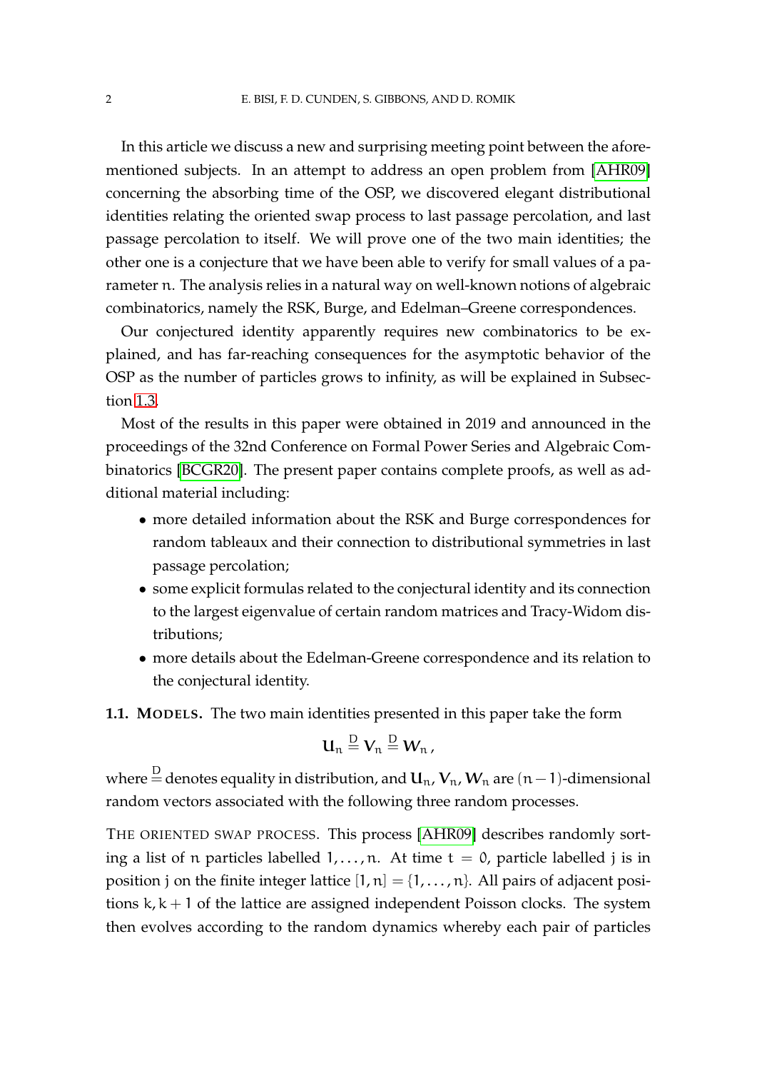In this article we discuss a new and surprising meeting point between the aforementioned subjects. In an attempt to address an open problem from [AHR09] concerning the absorbing time of the OSP, we discovered elegant distributional identities relating the oriented swap process to last passage percolation, and last passage percolation to itself. We will prove one of the two main identities; the other one is a conjecture that we have been able to verify for small values of a parameter $n$. The analysis relies in a natural way on well-known notions of algebraic combinatorics, namely the RSK, Burge, and Edelman–Greene correspondences.

Our conjectured identity apparently requires new combinatorics to be explained, and has far-reaching consequences for the asymptotic behavior of the OSP as the number of particles grows to infinity, as will be explained in Subsection 1.3.

Most of the results in this paper were obtained in 2019 and announced in the proceedings of the 32nd Conference on Formal Power Series and Algebraic Combinatorics [BCGR20]. The present paper contains complete proofs, as well as additional material including:

- more detailed information about the RSK and Burge correspondences for random tableaux and their connection to distributional symmetries in last passage percolation;
- some explicit formulas related to the conjectural identity and its connection to the largest eigenvalue of certain random matrices and Tracy-Widom distributions;
- more details about the Edelman-Greene correspondence and its relation to the conjectural identity.

### 1.1. Models.

The two main identities presented in this paper take the form

$$\mathbf{U}_n \overset{D}{=} \mathbf{V}_n \overset{D}{=} \mathbf{W}_n \,,$$

where $\overset{D}{=}$ denotes equality in distribution, and $\mathbf{U}_n, \mathbf{V}_n, \mathbf{W}_n$ are $(n-1)$-dimensional random vectors associated with the following three random processes.

THE ORIENTED SWAP PROCESS. This process [AHR09] describes randomly sorting a list of $n$ particles labelled $1, \dots, n$. At time $t = 0$, particle labelled $j$ is in position $j$ on the finite integer lattice $[1, n] = \{1, \dots, n\}$. All pairs of adjacent positions $k, k+1$ of the lattice are assigned independent Poisson clocks. The system then evolves according to the random dynamics whereby each pair of particles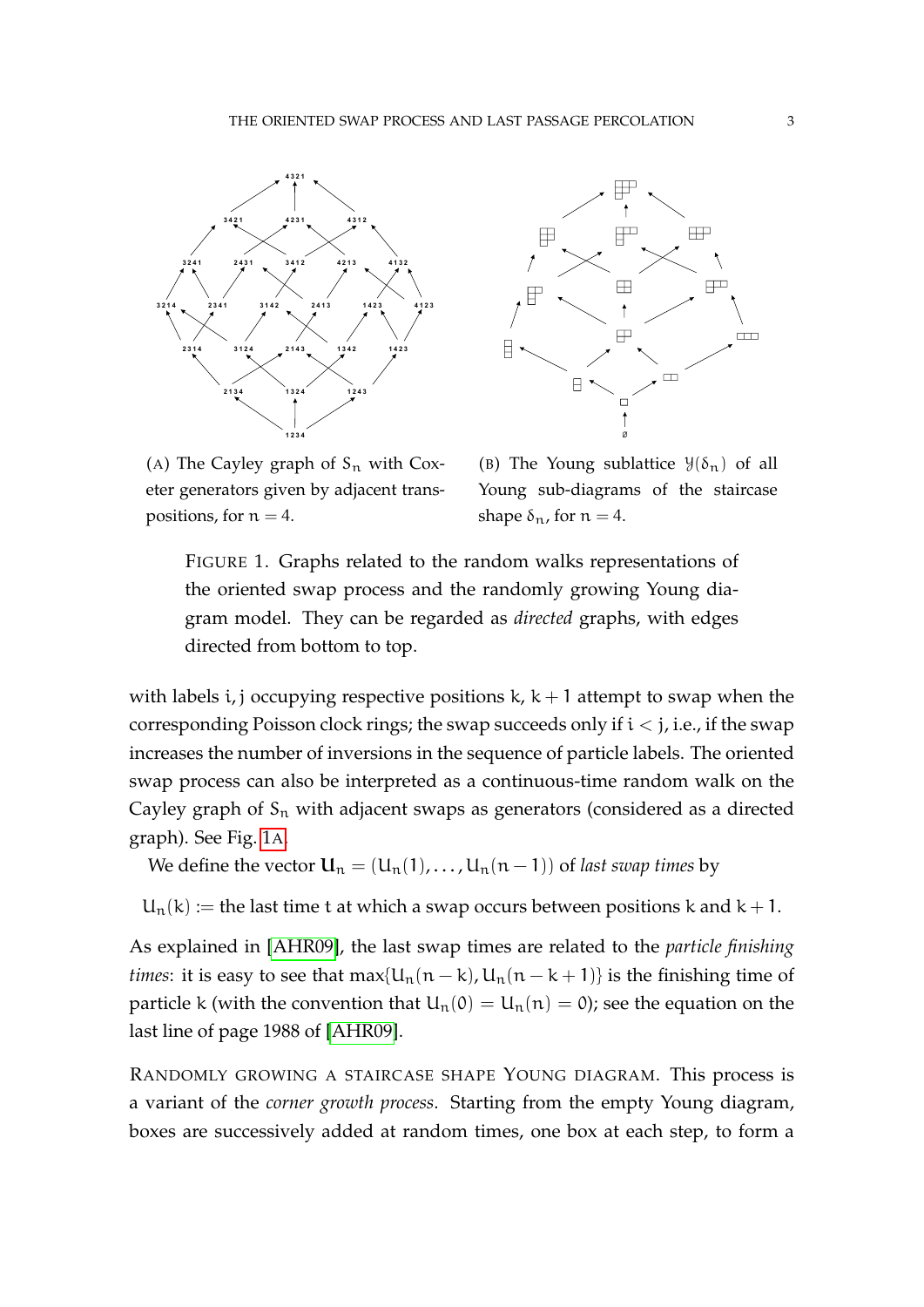(A) The Cayley graph of $S_n$ with Coxeter generators given by adjacent transpositions, for $n = 4$.

(B) The Young sublattice $\mathcal{Y}(\delta_n)$ of all Young sub-diagrams of the staircase shape $\delta_n$, for $n = 4$.

FIGURE 1. Graphs related to the random walks representations of the oriented swap process and the randomly growing Young diagram model. They can be regarded as *directed* graphs, with edges directed from bottom to top.

with labels $i, j$ occupying respective positions $k, k+1$ attempt to swap when the corresponding Poisson clock rings; the swap succeeds only if $i < j$, i.e., if the swap increases the number of inversions in the sequence of particle labels. The oriented swap process can also be interpreted as a continuous-time random walk on the Cayley graph of $S_n$ with adjacent swaps as generators (considered as a directed graph). See Fig. 1A.

We define the vector $\mathbf{U}_n = (U_n(1), \ldots, U_n(n-1))$ of *last swap times* by

$$U_n(k) := \text{the last time } t \text{ at which a swap occurs between positions } k \text{ and } k+1.$$

As explained in [AHR09], the last swap times are related to the *particle finishing times*: it is easy to see that $\max\{U_n(n-k), U_n(n-k+1)\}$ is the finishing time of particle $k$ (with the convention that $U_n(0) = U_n(n) = 0$); see the equation on the last line of page 1988 of [AHR09].

RANDOMLY GROWING A STAIRCASE SHAPE YOUNG DIAGRAM. This process is a variant of the *corner growth process*. Starting from the empty Young diagram, boxes are successively added at random times, one box at each step, to form a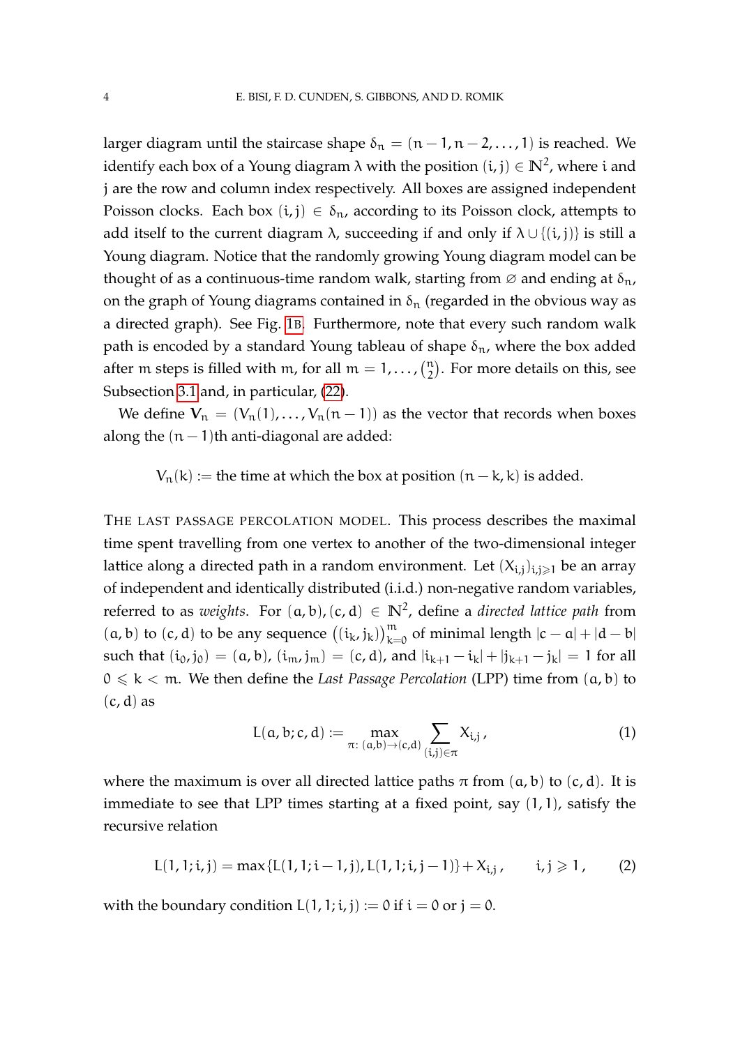larger diagram until the staircase shape $\delta_n = (n-1, n-2, \dots, 1)$ is reached. We identify each box of a Young diagram $\lambda$ with the position $(i,j) \in \mathbb{N}^2$, where $i$ and $j$ are the row and column index respectively. All boxes are assigned independent Poisson clocks. Each box $(i,j) \in \delta_n$, according to its Poisson clock, attempts to add itself to the current diagram $\lambda$, succeeding if and only if $\lambda \cup \{(i,j)\}$ is still a Young diagram. Notice that the randomly growing Young diagram model can be thought of as a continuous-time random walk, starting from $\varnothing$ and ending at $\delta_n$, on the graph of Young diagrams contained in $\delta_n$ (regarded in the obvious way as a directed graph). See Fig. 1B. Furthermore, note that every such random walk path is encoded by a standard Young tableau of shape $\delta_n$, where the box added after $m$ steps is filled with $m$, for all $m = 1, \dots, \binom{n}{2}$. For more details on this, see Subsection 3.1 and, in particular, (22).

We define $\mathbf{V}_n = (V_n(1), \dots, V_n(n-1))$ as the vector that records when boxes along the $(n-1)$th anti-diagonal are added:

$$V_n(k) := \text{the time at which the box at position } (n-k, k) \text{ is added.}$$

THE LAST PASSAGE PERCOLATION MODEL. This process describes the maximal time spent travelling from one vertex to another of the two-dimensional integer lattice along a directed path in a random environment. Let $(X_{i,j})_{i,j \geqslant 1}$ be an array of independent and identically distributed (i.i.d.) non-negative random variables, referred to as *weights*. For $(a,b), (c,d) \in \mathbb{N}^2$, define a *directed lattice path* from $(a,b)$ to $(c,d)$ to be any sequence $\big((i_k, j_k)\big)_{k=0}^m$ of minimal length $|c-a| + |d-b|$ such that $(i_0, j_0) = (a,b)$, $(i_m, j_m) = (c,d)$, and $|i_{k+1} - i_k| + |j_{k+1} - j_k| = 1$ for all $0 \leqslant k < m$. We then define the *Last Passage Percolation* (LPP) time from $(a,b)$ to $(c,d)$ as

$$L(a,b;c,d) := \max_{\pi \colon (a,b) \to (c,d)} \sum_{(i,j) \in \pi} X_{i,j}\,, \tag{1}$$

where the maximum is over all directed lattice paths $\pi$ from $(a,b)$ to $(c,d)$. It is immediate to see that LPP times starting at a fixed point, say $(1,1)$, satisfy the recursive relation

$$L(1,1;i,j) = \max\{L(1,1;i-1,j), L(1,1;i,j-1)\} + X_{i,j}\,, \qquad i,j \geqslant 1\,, \tag{2}$$

with the boundary condition $L(1,1;i,j) := 0$ if $i = 0$ or $j = 0$.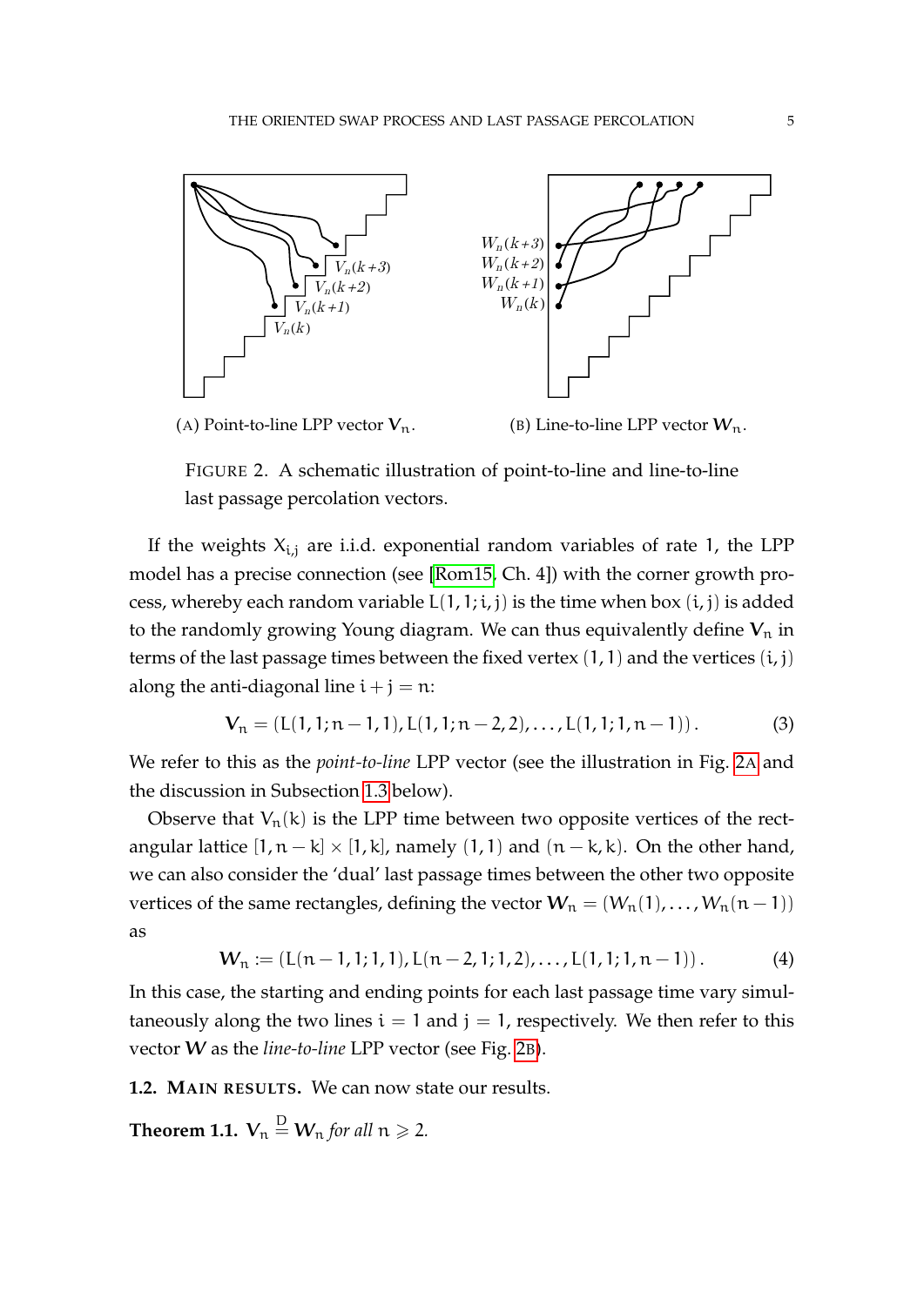(A) Point-to-line LPP vector $\boldsymbol{V}_n$.

(B) Line-to-line LPP vector $\boldsymbol{W}_n$.

FIGURE 2. A schematic illustration of point-to-line and line-to-line last passage percolation vectors.

If the weights $X_{i,j}$ are i.i.d. exponential random variables of rate 1, the LPP model has a precise connection (see [Rom15, Ch. 4]) with the corner growth process, whereby each random variable $L(1,1;i,j)$ is the time when box $(i,j)$ is added to the randomly growing Young diagram. We can thus equivalently define $\boldsymbol{V}_n$ in terms of the last passage times between the fixed vertex $(1,1)$ and the vertices $(i,j)$ along the anti-diagonal line $i+j=n$:

$$\boldsymbol{V}_n = (L(1,1;n-1,1), L(1,1;n-2,2), \ldots, L(1,1;1,n-1)). \tag{3}$$

We refer to this as the *point-to-line* LPP vector (see the illustration in Fig. 2A and the discussion in Subsection 1.3 below).

Observe that $V_n(k)$ is the LPP time between two opposite vertices of the rectangular lattice $[1, n-k] \times [1, k]$, namely $(1,1)$ and $(n-k, k)$. On the other hand, we can also consider the 'dual' last passage times between the other two opposite vertices of the same rectangles, defining the vector $\boldsymbol{W}_n = (W_n(1), \ldots, W_n(n-1))$ as

$$\boldsymbol{W}_n := (L(n-1,1;1,1), L(n-2,1;1,2), \ldots, L(1,1;1,n-1)). \tag{4}$$

In this case, the starting and ending points for each last passage time vary simultaneously along the two lines $i=1$ and $j=1$, respectively. We then refer to this vector $\boldsymbol{W}$ as the *line-to-line* LPP vector (see Fig. 2B).

**1.2. MAIN RESULTS.** We can now state our results.

**Theorem 1.1.** $\boldsymbol{V}_n \overset{\mathrm{D}}{=} \boldsymbol{W}_n$ *for all* $n \geqslant 2$.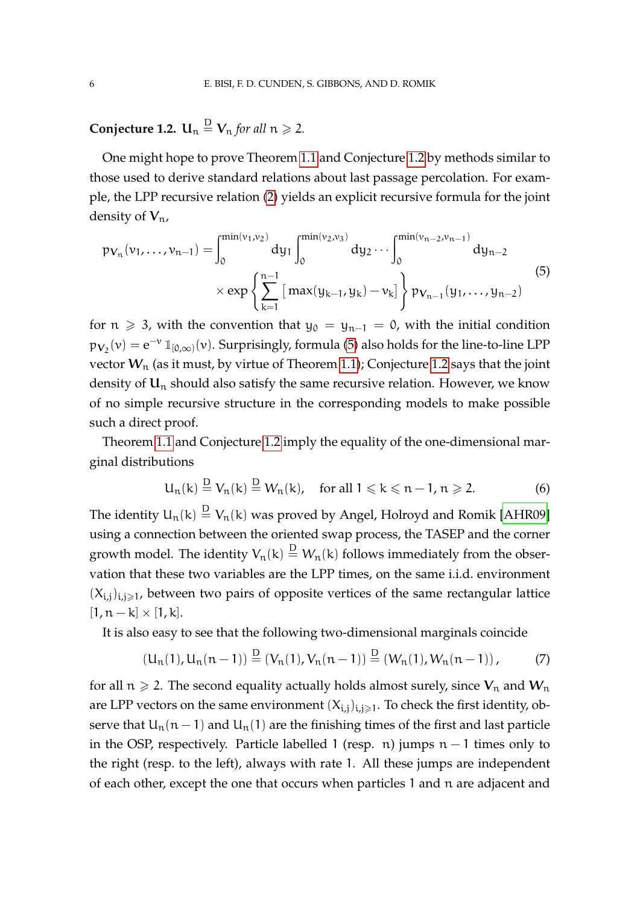**Conjecture 1.2.** *$\mathbf{U}_n \overset{D}{=} \mathbf{V}_n$ for all $n \geqslant 2$.*

One might hope to prove Theorem 1.1 and Conjecture 1.2 by methods similar to those used to derive standard relations about last passage percolation. For example, the LPP recursive relation (2) yields an explicit recursive formula for the joint density of $\mathbf{V}_n$,

$$
\begin{aligned}
p_{\mathbf{V}_n}(v_1, \ldots, v_{n-1}) = \int_0^{\min(v_1,v_2)} dy_1 \int_0^{\min(v_2,v_3)} dy_2 \cdots \int_0^{\min(v_{n-2},v_{n-1})} dy_{n-2} \\
\times \exp\left\{ \sum_{k=1}^{n-1} \left[ \max(y_{k-1}, y_k) - v_k \right] \right\} p_{\mathbf{V}_{n-1}}(y_1, \ldots, y_{n-2})
\end{aligned}
\tag{5}
$$

for $n \geqslant 3$, with the convention that $y_0 = y_{n-1} = 0$, with the initial condition $p_{V_2}(v) = e^{-v} \mathbb{1}_{[0,\infty)}(v)$. Surprisingly, formula (5) also holds for the line-to-line LPP vector $\boldsymbol{W}_n$ (as it must, by virtue of Theorem 1.1); Conjecture 1.2 says that the joint density of $\mathbf{U}_n$ should also satisfy the same recursive relation. However, we know of no simple recursive structure in the corresponding models to make possible such a direct proof.

Theorem 1.1 and Conjecture 1.2 imply the equality of the one-dimensional marginal distributions

$$
U_n(k) \overset{D}{=} V_n(k) \overset{D}{=} W_n(k), \quad \text{for all } 1 \leqslant k \leqslant n-1,\, n \geqslant 2. \tag{6}
$$

The identity $U_n(k) \overset{D}{=} V_n(k)$ was proved by Angel, Holroyd and Romik [AHR09] using a connection between the oriented swap process, the TASEP and the corner growth model. The identity $V_n(k) \overset{D}{=} W_n(k)$ follows immediately from the observation that these two variables are the LPP times, on the same i.i.d. environment $(X_{i,j})_{i,j \geqslant 1}$, between two pairs of opposite vertices of the same rectangular lattice $[1, n-k] \times [1, k]$.

It is also easy to see that the following two-dimensional marginals coincide

$$
(U_n(1), U_n(n-1)) \overset{D}{=} (V_n(1), V_n(n-1)) \overset{D}{=} (W_n(1), W_n(n-1)), \tag{7}
$$

for all $n \geqslant 2$. The second equality actually holds almost surely, since $\mathbf{V}_n$ and $\boldsymbol{W}_n$ are LPP vectors on the same environment $(X_{i,j})_{i,j \geqslant 1}$. To check the first identity, observe that $U_n(n-1)$ and $U_n(1)$ are the finishing times of the first and last particle in the OSP, respectively. Particle labelled 1 (resp. $n$) jumps $n-1$ times only to the right (resp. to the left), always with rate 1. All these jumps are independent of each other, except the one that occurs when particles 1 and $n$ are adjacent and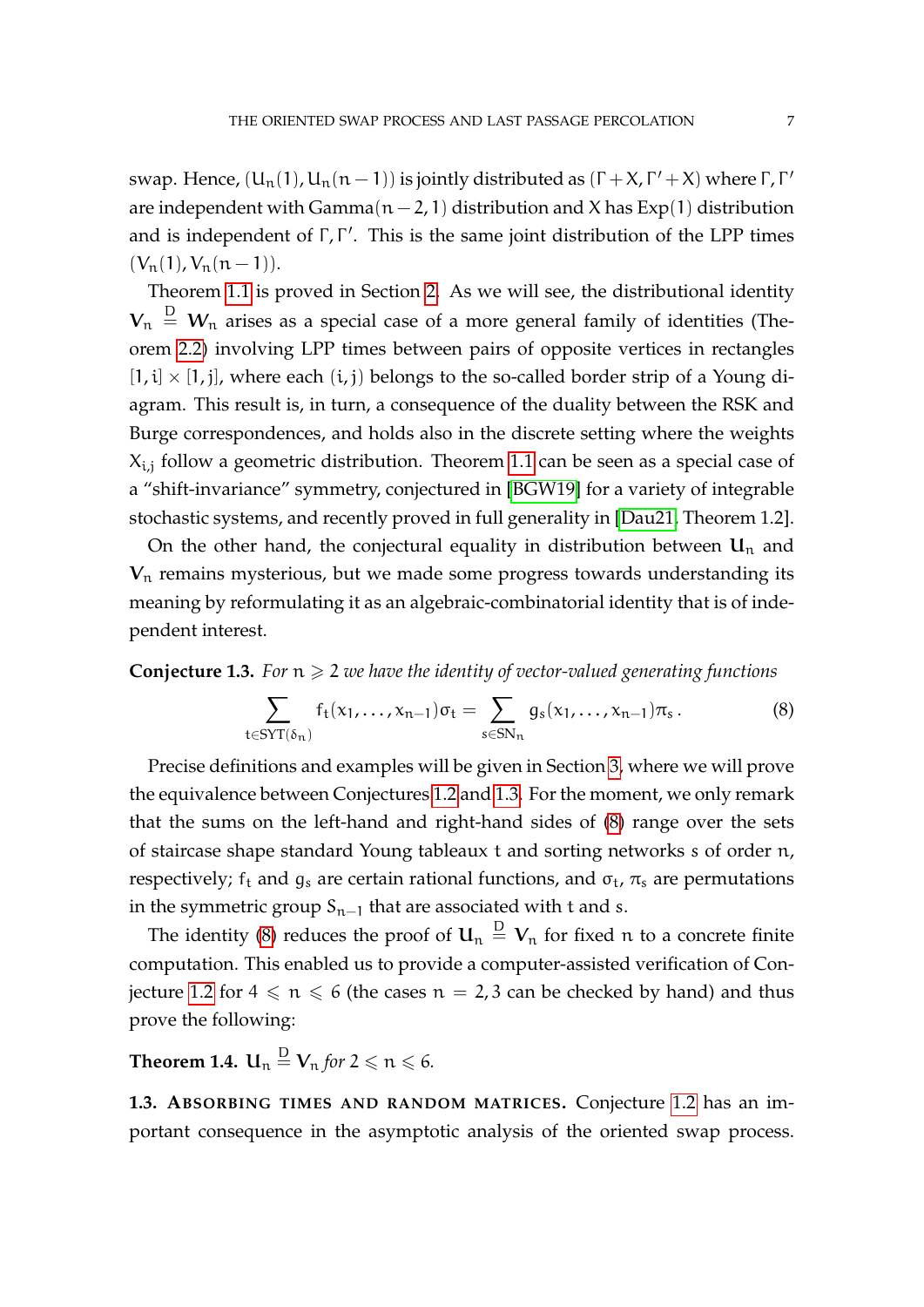swap. Hence, $(U_n(1), U_n(n-1))$ is jointly distributed as $(\Gamma + X, \Gamma' + X)$ where $\Gamma, \Gamma'$ are independent with $\mathrm{Gamma}(n-2, 1)$ distribution and $X$ has $\mathrm{Exp}(1)$ distribution and is independent of $\Gamma, \Gamma'$. This is the same joint distribution of the LPP times $(V_n(1), V_n(n-1))$.

Theorem 1.1 is proved in Section 2. As we will see, the distributional identity $\mathbf{V}_n \stackrel{D}{=} \boldsymbol{W}_n$ arises as a special case of a more general family of identities (Theorem 2.2) involving LPP times between pairs of opposite vertices in rectangles $[1, i] \times [1, j]$, where each $(i, j)$ belongs to the so-called border strip of a Young diagram. This result is, in turn, a consequence of the duality between the RSK and Burge correspondences, and holds also in the discrete setting where the weights $X_{i,j}$ follow a geometric distribution. Theorem 1.1 can be seen as a special case of a "shift-invariance" symmetry, conjectured in [BGW19] for a variety of integrable stochastic systems, and recently proved in full generality in [Dau21, Theorem 1.2].

On the other hand, the conjectural equality in distribution between $\mathbf{U}_n$ and $\mathbf{V}_n$ remains mysterious, but we made some progress towards understanding its meaning by reformulating it as an algebraic-combinatorial identity that is of independent interest.

**Conjecture 1.3.** *For $n \geqslant 2$ we have the identity of vector-valued generating functions*

$$\sum_{t \in \mathrm{SYT}(\delta_n)} f_t(x_1, \dots, x_{n-1}) \sigma_t = \sum_{s \in \mathrm{SN}_n} g_s(x_1, \dots, x_{n-1}) \pi_s \,. \tag{8}$$

Precise definitions and examples will be given in Section 3, where we will prove the equivalence between Conjectures 1.2 and 1.3. For the moment, we only remark that the sums on the left-hand and right-hand sides of (8) range over the sets of staircase shape standard Young tableaux $t$ and sorting networks $s$ of order $n$, respectively; $f_t$ and $g_s$ are certain rational functions, and $\sigma_t$, $\pi_s$ are permutations in the symmetric group $S_{n-1}$ that are associated with $t$ and $s$.

The identity (8) reduces the proof of $\mathbf{U}_n \stackrel{D}{=} \mathbf{V}_n$ for fixed $n$ to a concrete finite computation. This enabled us to provide a computer-assisted verification of Conjecture 1.2 for $4 \leqslant n \leqslant 6$ (the cases $n = 2, 3$ can be checked by hand) and thus prove the following:

**Theorem 1.4.** $\mathbf{U}_n \stackrel{D}{=} \mathbf{V}_n$ *for $2 \leqslant n \leqslant 6$.*

**1.3. Absorbing times and random matrices.** Conjecture 1.2 has an important consequence in the asymptotic analysis of the oriented swap process.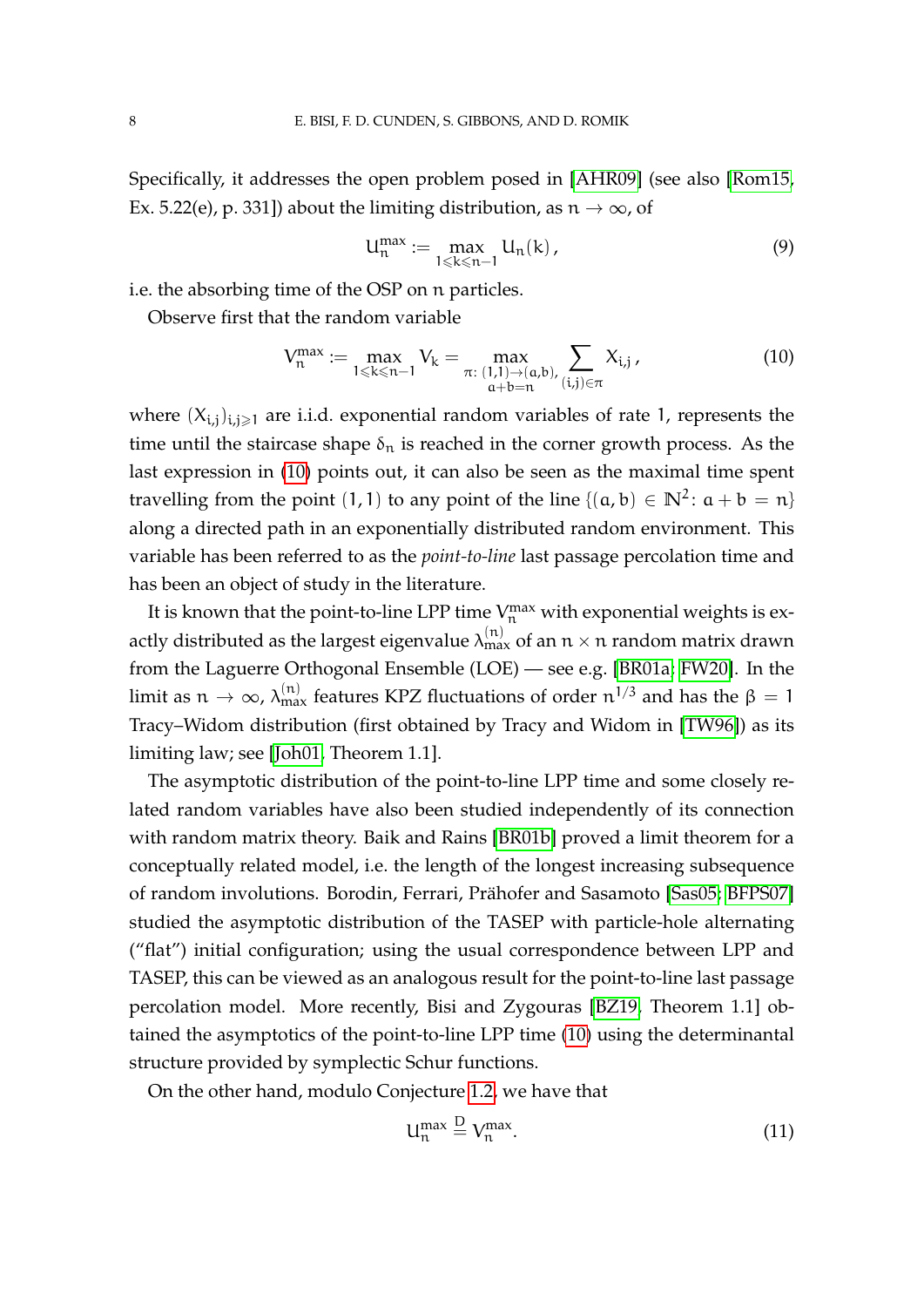Specifically, it addresses the open problem posed in [AHR09] (see also [Rom15, Ex. 5.22(e), p. 331]) about the limiting distribution, as $n \to \infty$, of

$$U_n^{\max} := \max_{1 \leqslant k \leqslant n-1} U_n(k)\,, \tag{9}$$

i.e. the absorbing time of the OSP on $n$ particles.

Observe first that the random variable

$$V_n^{\max} := \max_{1 \leqslant k \leqslant n-1} V_k = \max_{\substack{\pi:\,(1,1)\to(a,b),\\ a+b=n}} \sum_{(i,j)\in\pi} X_{i,j}\,, \tag{10}$$

where $(X_{i,j})_{i,j\geqslant 1}$ are i.i.d. exponential random variables of rate 1, represents the time until the staircase shape $\delta_n$ is reached in the corner growth process. As the last expression in (10) points out, it can also be seen as the maximal time spent travelling from the point $(1,1)$ to any point of the line $\{(a,b) \in \mathbb{N}^2 : a+b=n\}$ along a directed path in an exponentially distributed random environment. This variable has been referred to as the *point-to-line* last passage percolation time and has been an object of study in the literature.

It is known that the point-to-line LPP time $V_n^{\max}$ with exponential weights is exactly distributed as the largest eigenvalue $\lambda_{\max}^{(n)}$ of an $n \times n$ random matrix drawn from the Laguerre Orthogonal Ensemble (LOE) — see e.g. [BR01a; FW20]. In the limit as $n \to \infty$, $\lambda_{\max}^{(n)}$ features KPZ fluctuations of order $n^{1/3}$ and has the $\beta = 1$ Tracy–Widom distribution (first obtained by Tracy and Widom in [TW96]) as its limiting law; see [Joh01, Theorem 1.1].

The asymptotic distribution of the point-to-line LPP time and some closely related random variables have also been studied independently of its connection with random matrix theory. Baik and Rains [BR01b] proved a limit theorem for a conceptually related model, i.e. the length of the longest increasing subsequence of random involutions. Borodin, Ferrari, Prähofer and Sasamoto [Sas05; BFPS07] studied the asymptotic distribution of the TASEP with particle-hole alternating ("flat") initial configuration; using the usual correspondence between LPP and TASEP, this can be viewed as an analogous result for the point-to-line last passage percolation model. More recently, Bisi and Zygouras [BZ19, Theorem 1.1] obtained the asymptotics of the point-to-line LPP time (10) using the determinantal structure provided by symplectic Schur functions.

On the other hand, modulo Conjecture 1.2, we have that

$$U_n^{\max} \overset{\mathrm{D}}{=} V_n^{\max}. \tag{11}$$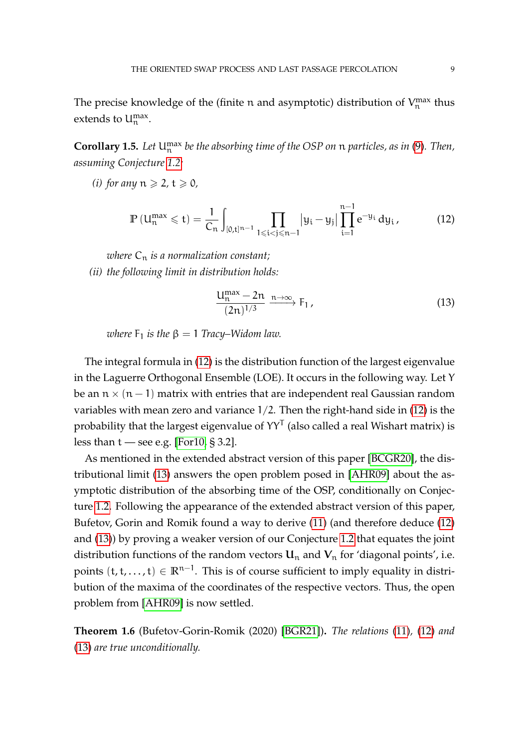The precise knowledge of the (finite $n$ and asymptotic) distribution of $V_n^{\max}$ thus extends to $U_n^{\max}$.

**Corollary 1.5.** *Let $U_n^{\max}$ be the absorbing time of the OSP on $n$ particles, as in (9). Then, assuming Conjecture 1.2:*

*(i) for any $n \geqslant 2$, $t \geqslant 0$,*

$$\mathbb{P}\left(U_n^{\max} \leqslant t\right) = \frac{1}{C_n} \int_{[0,t]^{n-1}} \prod_{1 \leqslant i < j \leqslant n-1} \left|y_i - y_j\right| \prod_{i=1}^{n-1} e^{-y_i} \, dy_i \,, \tag{12}$$

*where $C_n$ is a normalization constant;*

*(ii) the following limit in distribution holds:*

$$\frac{U_n^{\max} - 2n}{(2n)^{1/3}} \xrightarrow{n \to \infty} F_1 \,, \tag{13}$$

*where $F_1$ is the $\beta = 1$ Tracy–Widom law.*

The integral formula in (12) is the distribution function of the largest eigenvalue in the Laguerre Orthogonal Ensemble (LOE). It occurs in the following way. Let $Y$ be an $n \times (n-1)$ matrix with entries that are independent real Gaussian random variables with mean zero and variance $1/2$. Then the right-hand side in (12) is the probability that the largest eigenvalue of $YY^T$ (also called a real Wishart matrix) is less than $t$ — see e.g. [For10, § 3.2].

As mentioned in the extended abstract version of this paper [BCGR20], the distributional limit (13) answers the open problem posed in [AHR09] about the asymptotic distribution of the absorbing time of the OSP, conditionally on Conjecture 1.2. Following the appearance of the extended abstract version of this paper, Bufetov, Gorin and Romik found a way to derive (11) (and therefore deduce (12) and (13)) by proving a weaker version of our Conjecture 1.2 that equates the joint distribution functions of the random vectors $\mathbf{U}_n$ and $\mathbf{V}_n$ for 'diagonal points', i.e. points $(t, t, \dots, t) \in \mathbb{R}^{n-1}$. This is of course sufficient to imply equality in distribution of the maxima of the coordinates of the respective vectors. Thus, the open problem from [AHR09] is now settled.

**Theorem 1.6** (Bufetov-Gorin-Romik (2020) [BGR21])**.** *The relations (11), (12) and (13) are true unconditionally.*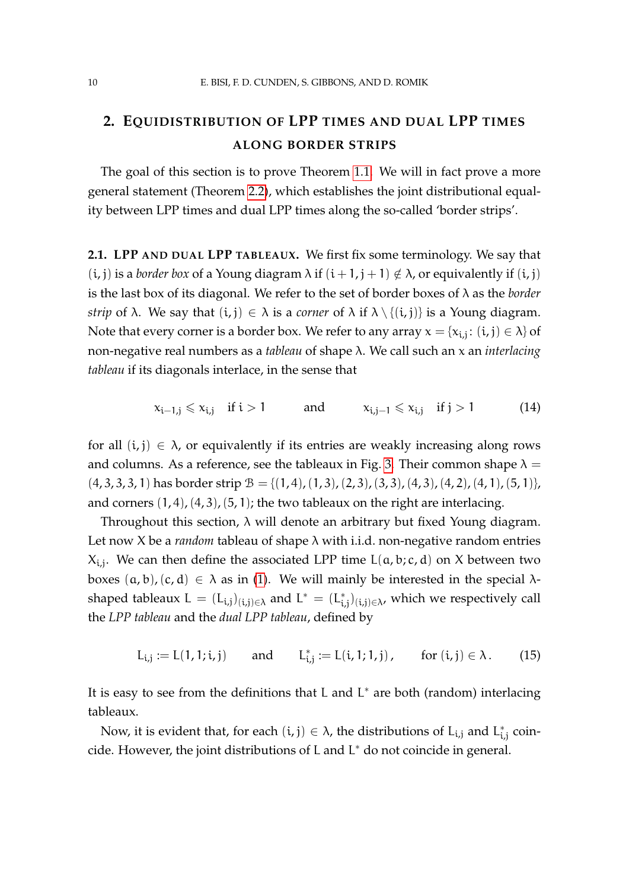## 2. Equidistribution of LPP times and dual LPP times along border strips

The goal of this section is to prove Theorem 1.1. We will in fact prove a more general statement (Theorem 2.2), which establishes the joint distributional equality between LPP times and dual LPP times along the so-called 'border strips'.

### 2.1. LPP and dual LPP tableaux.

We first fix some terminology. We say that $(i,j)$ is a *border box* of a Young diagram $\lambda$ if $(i+1,j+1) \notin \lambda$, or equivalently if $(i,j)$ is the last box of its diagonal. We refer to the set of border boxes of $\lambda$ as the *border strip* of $\lambda$. We say that $(i,j) \in \lambda$ is a *corner* of $\lambda$ if $\lambda \setminus \{(i,j)\}$ is a Young diagram. Note that every corner is a border box. We refer to any array $x = \{x_{i,j} : (i,j) \in \lambda\}$ of non-negative real numbers as a *tableau* of shape $\lambda$. We call such an $x$ an *interlacing tableau* if its diagonals interlace, in the sense that

$$x_{i-1,j} \leqslant x_{i,j} \quad \text{if } i > 1 \qquad \text{and} \qquad x_{i,j-1} \leqslant x_{i,j} \quad \text{if } j > 1 \tag{14}$$

for all $(i,j) \in \lambda$, or equivalently if its entries are weakly increasing along rows and columns. As a reference, see the tableaux in Fig. 3. Their common shape $\lambda = (4,3,3,3,1)$ has border strip $\mathcal{B} = \{(1,4),(1,3),(2,3),(3,3),(4,3),(4,2),(4,1),(5,1)\}$, and corners $(1,4),(4,3),(5,1)$; the two tableaux on the right are interlacing.

Throughout this section, $\lambda$ will denote an arbitrary but fixed Young diagram. Let now $X$ be a *random* tableau of shape $\lambda$ with i.i.d. non-negative random entries $X_{i,j}$. We can then define the associated LPP time $L(a,b;c,d)$ on $X$ between two boxes $(a,b),(c,d) \in \lambda$ as in (1). We will mainly be interested in the special $\lambda$-shaped tableaux $L = (L_{i,j})_{(i,j)\in\lambda}$ and $L^* = (L^*_{i,j})_{(i,j)\in\lambda}$, which we respectively call the *LPP tableau* and the *dual LPP tableau*, defined by

$$L_{i,j} := L(1,1;i,j) \qquad \text{and} \qquad L^*_{i,j} := L(i,1;1,j), \qquad \text{for } (i,j) \in \lambda. \tag{15}$$

It is easy to see from the definitions that $L$ and $L^*$ are both (random) interlacing tableaux.

Now, it is evident that, for each $(i,j) \in \lambda$, the distributions of $L_{i,j}$ and $L^*_{i,j}$ coincide. However, the joint distributions of $L$ and $L^*$ do not coincide in general.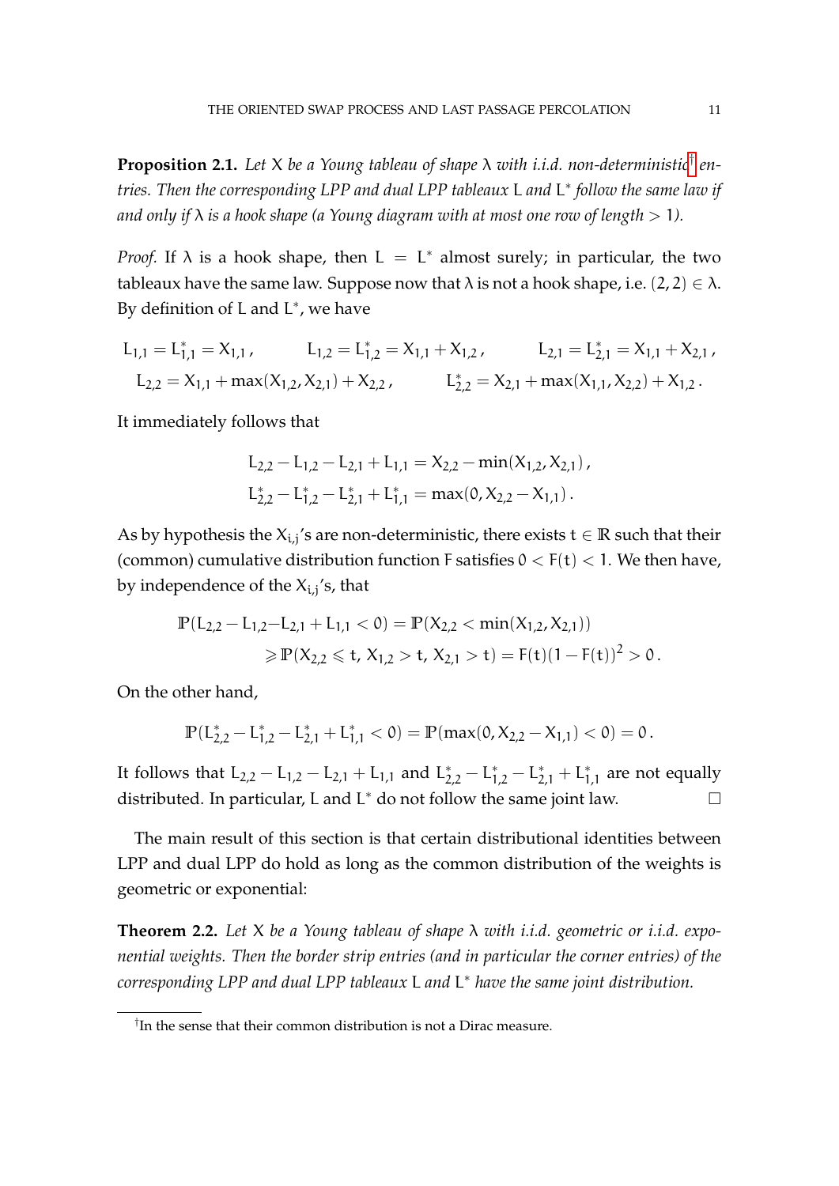**Proposition 2.1.** *Let $X$ be a Young tableau of shape $\lambda$ with i.i.d. non-deterministic*[†] *entries. Then the corresponding LPP and dual LPP tableaux $L$ and $L^*$ follow the same law if and only if $\lambda$ is a hook shape (a Young diagram with at most one row of length $> 1$).*

*Proof.* If $\lambda$ is a hook shape, then $L = L^*$ almost surely; in particular, the two tableaux have the same law. Suppose now that $\lambda$ is not a hook shape, i.e. $(2, 2) \in \lambda$. By definition of $L$ and $L^*$, we have

$$L_{1,1} = L^*_{1,1} = X_{1,1}\,, \qquad L_{1,2} = L^*_{1,2} = X_{1,1} + X_{1,2}\,, \qquad L_{2,1} = L^*_{2,1} = X_{1,1} + X_{2,1}\,,$$
$$L_{2,2} = X_{1,1} + \max(X_{1,2}, X_{2,1}) + X_{2,2}\,, \qquad L^*_{2,2} = X_{2,1} + \max(X_{1,1}, X_{2,2}) + X_{1,2}\,.$$

It immediately follows that

$$L_{2,2} - L_{1,2} - L_{2,1} + L_{1,1} = X_{2,2} - \min(X_{1,2}, X_{2,1})\,,$$
$$L^*_{2,2} - L^*_{1,2} - L^*_{2,1} + L^*_{1,1} = \max(0, X_{2,2} - X_{1,1})\,.$$

As by hypothesis the $X_{i,j}$'s are non-deterministic, there exists $t \in \mathbb{R}$ such that their (common) cumulative distribution function $F$ satisfies $0 < F(t) < 1$. We then have, by independence of the $X_{i,j}$'s, that

$$\begin{aligned}\mathbb{P}(L_{2,2} - L_{1,2} - L_{2,1} + L_{1,1} < 0) &= \mathbb{P}(X_{2,2} < \min(X_{1,2}, X_{2,1})) \\ &\geqslant \mathbb{P}(X_{2,2} \leqslant t,\, X_{1,2} > t,\, X_{2,1} > t) = F(t)(1 - F(t))^2 > 0\,.\end{aligned}$$

On the other hand,

$$\mathbb{P}(L^*_{2,2} - L^*_{1,2} - L^*_{2,1} + L^*_{1,1} < 0) = \mathbb{P}(\max(0, X_{2,2} - X_{1,1}) < 0) = 0\,.$$

It follows that $L_{2,2} - L_{1,2} - L_{2,1} + L_{1,1}$ and $L^*_{2,2} - L^*_{1,2} - L^*_{2,1} + L^*_{1,1}$ are not equally distributed. In particular, $L$ and $L^*$ do not follow the same joint law. □

The main result of this section is that certain distributional identities between LPP and dual LPP do hold as long as the common distribution of the weights is geometric or exponential:

**Theorem 2.2.** *Let $X$ be a Young tableau of shape $\lambda$ with i.i.d. geometric or i.i.d. exponential weights. Then the border strip entries (and in particular the corner entries) of the corresponding LPP and dual LPP tableaux $L$ and $L^*$ have the same joint distribution.*

---

[†] In the sense that their common distribution is not a Dirac measure.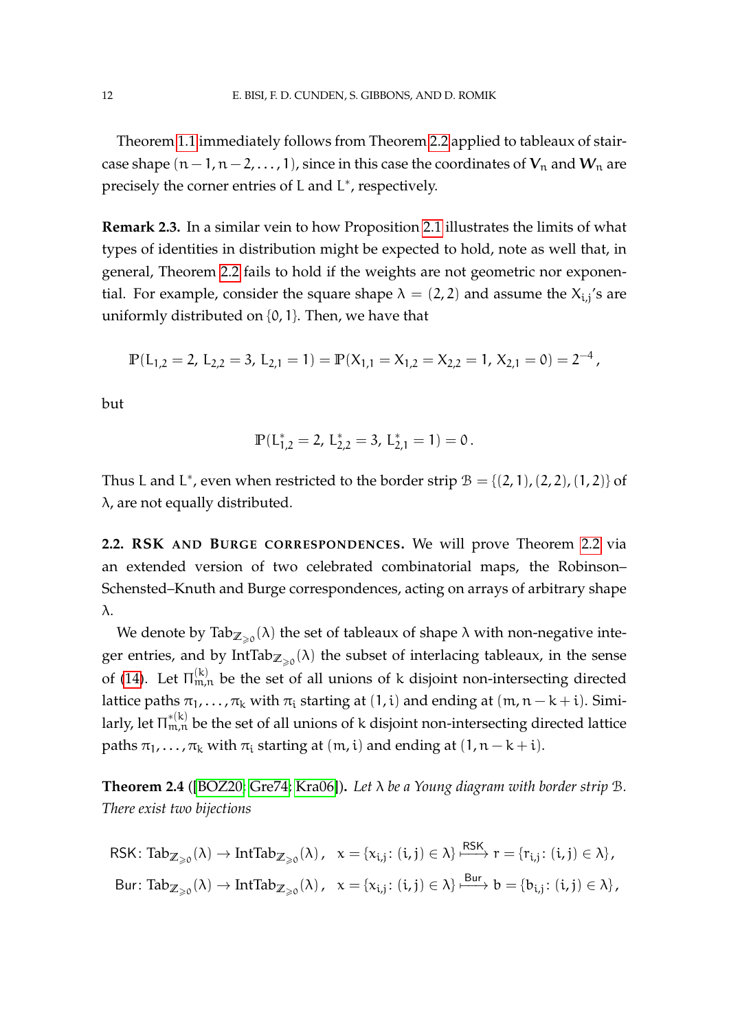Theorem 1.1 immediately follows from Theorem 2.2 applied to tableaux of staircase shape $(n-1, n-2, \dots, 1)$, since in this case the coordinates of $\boldsymbol{V}_n$ and $\boldsymbol{W}_n$ are precisely the corner entries of $\mathsf{L}$ and $\mathsf{L}^*$, respectively.

**Remark 2.3.** In a similar vein to how Proposition 2.1 illustrates the limits of what types of identities in distribution might be expected to hold, note as well that, in general, Theorem 2.2 fails to hold if the weights are not geometric nor exponential. For example, consider the square shape $\lambda = (2, 2)$ and assume the $X_{i,j}$'s are uniformly distributed on $\{0, 1\}$. Then, we have that

$$\mathbb{P}(\mathsf{L}_{1,2} = 2,\, \mathsf{L}_{2,2} = 3,\, \mathsf{L}_{2,1} = 1) = \mathbb{P}(X_{1,1} = X_{1,2} = X_{2,2} = 1,\, X_{2,1} = 0) = 2^{-4}\,,$$

but

$$\mathbb{P}(\mathsf{L}^*_{1,2} = 2,\, \mathsf{L}^*_{2,2} = 3,\, \mathsf{L}^*_{2,1} = 1) = 0\,.$$

Thus $\mathsf{L}$ and $\mathsf{L}^*$, even when restricted to the border strip $\mathcal{B} = \{(2,1), (2,2), (1,2)\}$ of $\lambda$, are not equally distributed.

## 2.2. RSK and Burge correspondences.

We will prove Theorem 2.2 via an extended version of two celebrated combinatorial maps, the Robinson–Schensted–Knuth and Burge correspondences, acting on arrays of arbitrary shape $\lambda$.

We denote by $\mathrm{Tab}_{\mathbb{Z}_{\geqslant 0}}(\lambda)$ the set of tableaux of shape $\lambda$ with non-negative integer entries, and by $\mathrm{IntTab}_{\mathbb{Z}_{\geqslant 0}}(\lambda)$ the subset of interlacing tableaux, in the sense of (14). Let $\Pi^{(k)}_{m,n}$ be the set of all unions of $k$ disjoint non-intersecting directed lattice paths $\pi_1, \dots, \pi_k$ with $\pi_i$ starting at $(1, i)$ and ending at $(m, n-k+i)$. Similarly, let $\Pi^{*(k)}_{m,n}$ be the set of all unions of $k$ disjoint non-intersecting directed lattice paths $\pi_1, \dots, \pi_k$ with $\pi_i$ starting at $(m, i)$ and ending at $(1, n-k+i)$.

**Theorem 2.4** ([BOZ20; Gre74; Kra06]). *Let $\lambda$ be a Young diagram with border strip $\mathcal{B}$. There exist two bijections*

$$\mathsf{RSK}\colon \mathrm{Tab}_{\mathbb{Z}_{\geqslant 0}}(\lambda) \to \mathrm{IntTab}_{\mathbb{Z}_{\geqslant 0}}(\lambda)\,, \quad x = \{x_{i,j}\colon (i,j) \in \lambda\} \overset{\mathsf{RSK}}{\longmapsto} r = \{r_{i,j}\colon (i,j) \in \lambda\}\,,$$

$$\mathsf{Bur}\colon \mathrm{Tab}_{\mathbb{Z}_{\geqslant 0}}(\lambda) \to \mathrm{IntTab}_{\mathbb{Z}_{\geqslant 0}}(\lambda)\,, \quad x = \{x_{i,j}\colon (i,j) \in \lambda\} \overset{\mathsf{Bur}}{\longmapsto} b = \{b_{i,j}\colon (i,j) \in \lambda\}\,,$$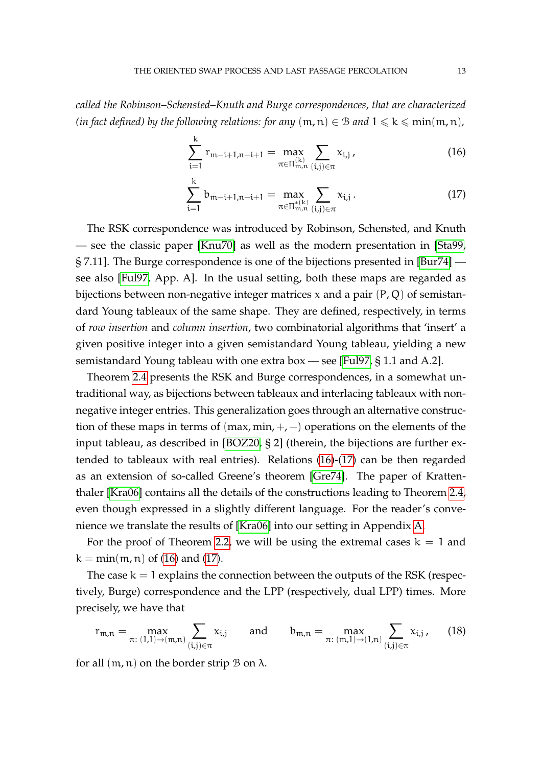*called the Robinson–Schensted–Knuth and Burge correspondences, that are characterized (in fact defined) by the following relations: for any $(m, n) \in \mathcal{B}$ and $1 \leqslant k \leqslant \min(m, n)$,*

$$\sum_{i=1}^{k} r_{m-i+1,n-i+1} = \max_{\pi \in \Pi^{(k)}_{m,n}} \sum_{(i,j)\in\pi} x_{i,j}\,, \tag{16}$$

$$\sum_{i=1}^{k} b_{m-i+1,n-i+1} = \max_{\pi \in \Pi^{*(k)}_{m,n}} \sum_{(i,j)\in\pi} x_{i,j}\,. \tag{17}$$

The RSK correspondence was introduced by Robinson, Schensted, and Knuth — see the classic paper [Knu70] as well as the modern presentation in [Sta99, § 7.11]. The Burge correspondence is one of the bijections presented in [Bur74] — see also [Ful97, App. A]. In the usual setting, both these maps are regarded as bijections between non-negative integer matrices $x$ and a pair $(P, Q)$ of semistandard Young tableaux of the same shape. They are defined, respectively, in terms of *row insertion* and *column insertion*, two combinatorial algorithms that 'insert' a given positive integer into a given semistandard Young tableau, yielding a new semistandard Young tableau with one extra box — see [Ful97, § 1.1 and A.2].

Theorem 2.4 presents the RSK and Burge correspondences, in a somewhat untraditional way, as bijections between tableaux and interlacing tableaux with non-negative integer entries. This generalization goes through an alternative construction of these maps in terms of $(\max, \min, +, -)$ operations on the elements of the input tableau, as described in [BOZ20, § 2] (therein, the bijections are further extended to tableaux with real entries). Relations (16)-(17) can be then regarded as an extension of so-called Greene's theorem [Gre74]. The paper of Krattenthaler [Kra06] contains all the details of the constructions leading to Theorem 2.4, even though expressed in a slightly different language. For the reader's convenience we translate the results of [Kra06] into our setting in Appendix A.

For the proof of Theorem 2.2, we will be using the extremal cases $k = 1$ and $k = \min(m, n)$ of (16) and (17).

The case $k = 1$ explains the connection between the outputs of the RSK (respectively, Burge) correspondence and the LPP (respectively, dual LPP) times. More precisely, we have that

$$r_{m,n} = \max_{\pi\colon (1,1)\to(m,n)} \sum_{(i,j)\in\pi} x_{i,j} \qquad \text{and} \qquad b_{m,n} = \max_{\pi\colon (m,1)\to(1,n)} \sum_{(i,j)\in\pi} x_{i,j}\,, \tag{18}$$

for all $(m, n)$ on the border strip $\mathcal{B}$ on $\lambda$.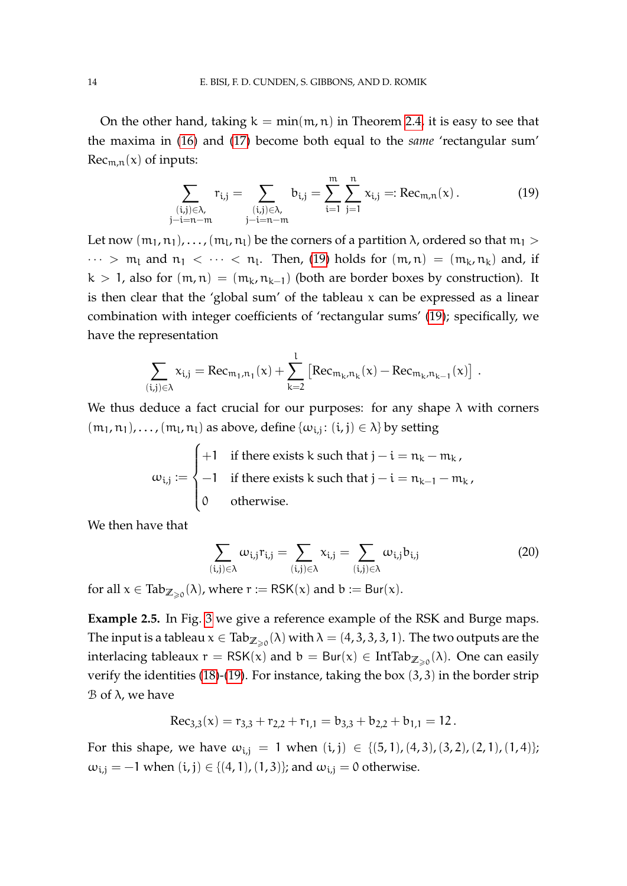On the other hand, taking $k = \min(m,n)$ in Theorem 2.4, it is easy to see that the maxima in (16) and (17) become both equal to the *same* 'rectangular sum' $\mathrm{Rec}_{m,n}(x)$ of inputs:

$$\sum_{\substack{(i,j)\in\lambda,\\ j-i=n-m}} r_{i,j} = \sum_{\substack{(i,j)\in\lambda,\\ j-i=n-m}} b_{i,j} = \sum_{i=1}^{m}\sum_{j=1}^{n} x_{i,j} =: \mathrm{Rec}_{m,n}(x)\,. \tag{19}$$

Let now $(m_1,n_1),\dots,(m_l,n_l)$ be the corners of a partition $\lambda$, ordered so that $m_1 > \cdots > m_l$ and $n_1 < \cdots < n_l$. Then, (19) holds for $(m,n) = (m_k,n_k)$ and, if $k > 1$, also for $(m,n) = (m_k,n_{k-1})$ (both are border boxes by construction). It is then clear that the 'global sum' of the tableau $x$ can be expressed as a linear combination with integer coefficients of 'rectangular sums' (19); specifically, we have the representation

$$\sum_{(i,j)\in\lambda} x_{i,j} = \mathrm{Rec}_{m_1,n_1}(x) + \sum_{k=2}^{l}\left[\mathrm{Rec}_{m_k,n_k}(x) - \mathrm{Rec}_{m_k,n_{k-1}}(x)\right]\,.$$

We thus deduce a fact crucial for our purposes: for any shape $\lambda$ with corners $(m_1,n_1),\dots,(m_l,n_l)$ as above, define $\{\omega_{i,j}\colon (i,j)\in\lambda\}$ by setting

$$\omega_{i,j} := \begin{cases} +1 & \text{if there exists } k \text{ such that } j-i = n_k - m_k\,,\\ -1 & \text{if there exists } k \text{ such that } j-i = n_{k-1} - m_k\,,\\ 0 & \text{otherwise.}\end{cases}$$

We then have that

$$\sum_{(i,j)\in\lambda} \omega_{i,j} r_{i,j} = \sum_{(i,j)\in\lambda} x_{i,j} = \sum_{(i,j)\in\lambda} \omega_{i,j} b_{i,j} \tag{20}$$

for all $x \in \mathrm{Tab}_{\mathbb{Z}_{\geqslant 0}}(\lambda)$, where $r := \mathsf{RSK}(x)$ and $b := \mathsf{Bur}(x)$.

**Example 2.5.** In Fig. 3 we give a reference example of the RSK and Burge maps. The input is a tableau $x \in \mathrm{Tab}_{\mathbb{Z}_{\geqslant 0}}(\lambda)$ with $\lambda = (4,3,3,3,1)$. The two outputs are the interlacing tableaux $r = \mathsf{RSK}(x)$ and $b = \mathsf{Bur}(x) \in \mathrm{IntTab}_{\mathbb{Z}_{\geqslant 0}}(\lambda)$. One can easily verify the identities (18)-(19). For instance, taking the box $(3,3)$ in the border strip $\mathcal{B}$ of $\lambda$, we have

$$\mathrm{Rec}_{3,3}(x) = r_{3,3} + r_{2,2} + r_{1,1} = b_{3,3} + b_{2,2} + b_{1,1} = 12\,.$$

For this shape, we have $\omega_{i,j} = 1$ when $(i,j) \in \{(5,1),(4,3),(3,2),(2,1),(1,4)\}$; $\omega_{i,j} = -1$ when $(i,j) \in \{(4,1),(1,3)\}$; and $\omega_{i,j} = 0$ otherwise.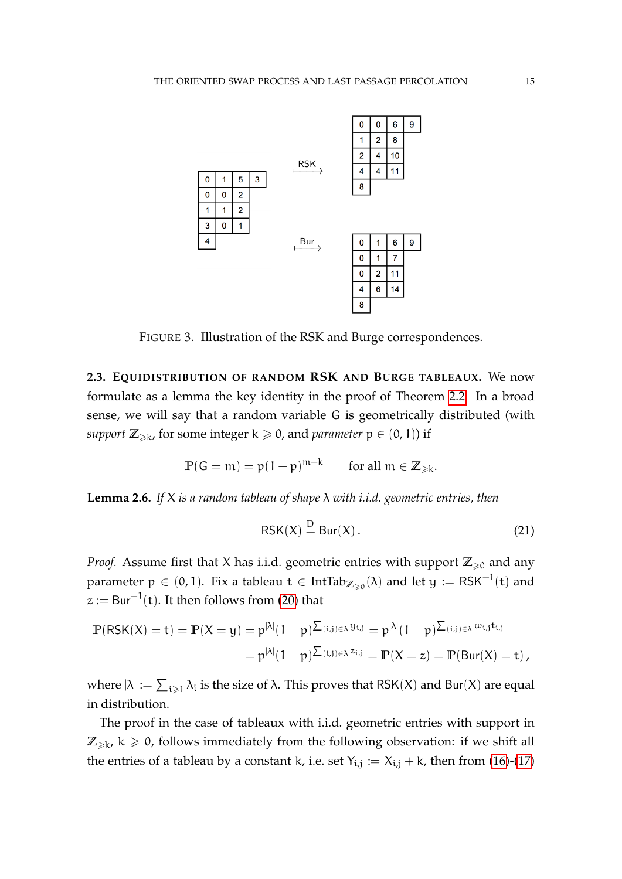| 0 | 1 | 5 | 3 |
|---|---|---|---|
| 0 | 0 | 2 | |
| 1 | 1 | 2 | |
| 3 | 0 | 1 | |
| 4 | | | |

$\xmapsto{\mathsf{RSK}}$

| 0 | 0 | 6 | 9 |
|---|---|---|---|
| 1 | 2 | 8 | |
| 2 | 4 | 10 | |
| 4 | 4 | 11 | |
| 8 | | | |

$\xmapsto{\mathsf{Bur}}$

| 0 | 1 | 6 | 9 |
|---|---|---|---|
| 0 | 1 | 7 | |
| 0 | 2 | 11 | |
| 4 | 6 | 14 | |
| 8 | | | |

FIGURE 3. Illustration of the RSK and Burge correspondences.

### 2.3. Equidistribution of random RSK and Burge tableaux.

We now formulate as a lemma the key identity in the proof of Theorem 2.2. In a broad sense, we will say that a random variable $G$ is geometrically distributed (with *support* $\mathbb{Z}_{\geqslant k}$, for some integer $k \geqslant 0$, and *parameter* $p \in (0,1)$) if

$$\mathbb{P}(G = m) = p(1-p)^{m-k} \qquad \text{for all } m \in \mathbb{Z}_{\geqslant k}.$$

**Lemma 2.6.** *If $X$ is a random tableau of shape $\lambda$ with i.i.d. geometric entries, then*

$$\mathsf{RSK}(X) \overset{\mathrm{D}}{=} \mathsf{Bur}(X)\,. \tag{21}$$

*Proof.* Assume first that $X$ has i.i.d. geometric entries with support $\mathbb{Z}_{\geqslant 0}$ and any parameter $p \in (0,1)$. Fix a tableau $t \in \mathrm{IntTab}_{\mathbb{Z}_{\geqslant 0}}(\lambda)$ and let $y := \mathsf{RSK}^{-1}(t)$ and $z := \mathsf{Bur}^{-1}(t)$. It then follows from (20) that

$$\begin{aligned}
\mathbb{P}(\mathsf{RSK}(X) = t) = \mathbb{P}(X = y) &= p^{|\lambda|}(1-p)^{\sum_{(i,j)\in\lambda} y_{i,j}} = p^{|\lambda|}(1-p)^{\sum_{(i,j)\in\lambda} \omega_{i,j} t_{i,j}} \\
&= p^{|\lambda|}(1-p)^{\sum_{(i,j)\in\lambda} z_{i,j}} = \mathbb{P}(X = z) = \mathbb{P}(\mathsf{Bur}(X) = t)\,,
\end{aligned}$$

where $|\lambda| := \sum_{i\geqslant 1} \lambda_i$ is the size of $\lambda$. This proves that $\mathsf{RSK}(X)$ and $\mathsf{Bur}(X)$ are equal in distribution.

The proof in the case of tableaux with i.i.d. geometric entries with support in $\mathbb{Z}_{\geqslant k}$, $k \geqslant 0$, follows immediately from the following observation: if we shift all the entries of a tableau by a constant $k$, i.e. set $Y_{i,j} := X_{i,j} + k$, then from (16)-(17)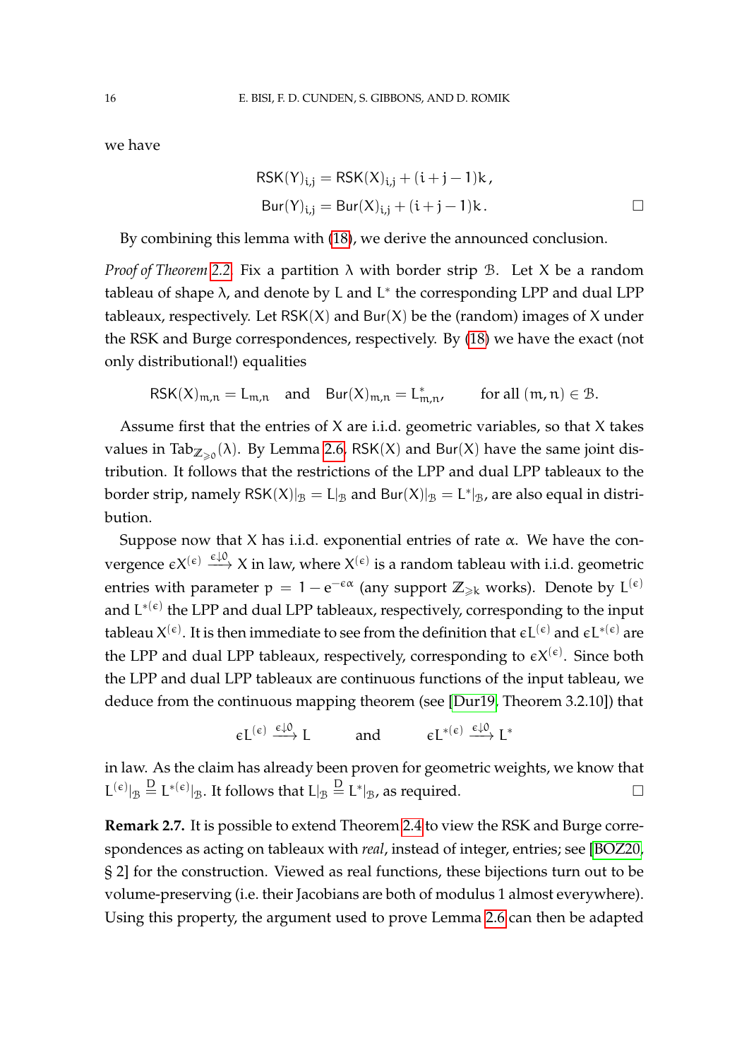we have

$$\mathsf{RSK}(Y)_{i,j} = \mathsf{RSK}(X)_{i,j} + (i+j-1)k\,,$$
$$\mathsf{Bur}(Y)_{i,j} = \mathsf{Bur}(X)_{i,j} + (i+j-1)k\,. \qquad \square$$

By combining this lemma with (18), we derive the announced conclusion.

*Proof of Theorem 2.2.* Fix a partition $\lambda$ with border strip $\mathcal{B}$. Let $X$ be a random tableau of shape $\lambda$, and denote by $L$ and $L^*$ the corresponding LPP and dual LPP tableaux, respectively. Let $\mathsf{RSK}(X)$ and $\mathsf{Bur}(X)$ be the (random) images of $X$ under the RSK and Burge correspondences, respectively. By (18) we have the exact (not only distributional!) equalities

$$\mathsf{RSK}(X)_{m,n} = L_{m,n} \quad \text{and} \quad \mathsf{Bur}(X)_{m,n} = L^*_{m,n}, \qquad \text{for all } (m,n) \in \mathcal{B}.$$

Assume first that the entries of $X$ are i.i.d. geometric variables, so that $X$ takes values in $\mathrm{Tab}_{\mathbb{Z}_{\geqslant 0}}(\lambda)$. By Lemma 2.6, $\mathsf{RSK}(X)$ and $\mathsf{Bur}(X)$ have the same joint distribution. It follows that the restrictions of the LPP and dual LPP tableaux to the border strip, namely $\mathsf{RSK}(X)|_{\mathcal{B}} = L|_{\mathcal{B}}$ and $\mathsf{Bur}(X)|_{\mathcal{B}} = L^*|_{\mathcal{B}}$, are also equal in distribution.

Suppose now that $X$ has i.i.d. exponential entries of rate $\alpha$. We have the convergence $\epsilon X^{(\epsilon)} \xrightarrow{\epsilon \downarrow 0} X$ in law, where $X^{(\epsilon)}$ is a random tableau with i.i.d. geometric entries with parameter $p = 1 - e^{-\epsilon\alpha}$ (any support $\mathbb{Z}_{\geqslant k}$ works). Denote by $L^{(\epsilon)}$ and $L^{*(\epsilon)}$ the LPP and dual LPP tableaux, respectively, corresponding to the input tableau $X^{(\epsilon)}$. It is then immediate to see from the definition that $\epsilon L^{(\epsilon)}$ and $\epsilon L^{*(\epsilon)}$ are the LPP and dual LPP tableaux, respectively, corresponding to $\epsilon X^{(\epsilon)}$. Since both the LPP and dual LPP tableaux are continuous functions of the input tableau, we deduce from the continuous mapping theorem (see [Dur19, Theorem 3.2.10]) that

$$\epsilon L^{(\epsilon)} \xrightarrow{\epsilon \downarrow 0} L \qquad \text{and} \qquad \epsilon L^{*(\epsilon)} \xrightarrow{\epsilon \downarrow 0} L^*$$

in law. As the claim has already been proven for geometric weights, we know that $L^{(\epsilon)}|_{\mathcal{B}} \stackrel{\mathrm{D}}{=} L^{*(\epsilon)}|_{\mathcal{B}}$. It follows that $L|_{\mathcal{B}} \stackrel{\mathrm{D}}{=} L^*|_{\mathcal{B}}$, as required. $\square$

**Remark 2.7.** It is possible to extend Theorem 2.4 to view the RSK and Burge correspondences as acting on tableaux with *real*, instead of integer, entries; see [BOZ20, § 2] for the construction. Viewed as real functions, these bijections turn out to be volume-preserving (i.e. their Jacobians are both of modulus 1 almost everywhere). Using this property, the argument used to prove Lemma 2.6 can then be adapted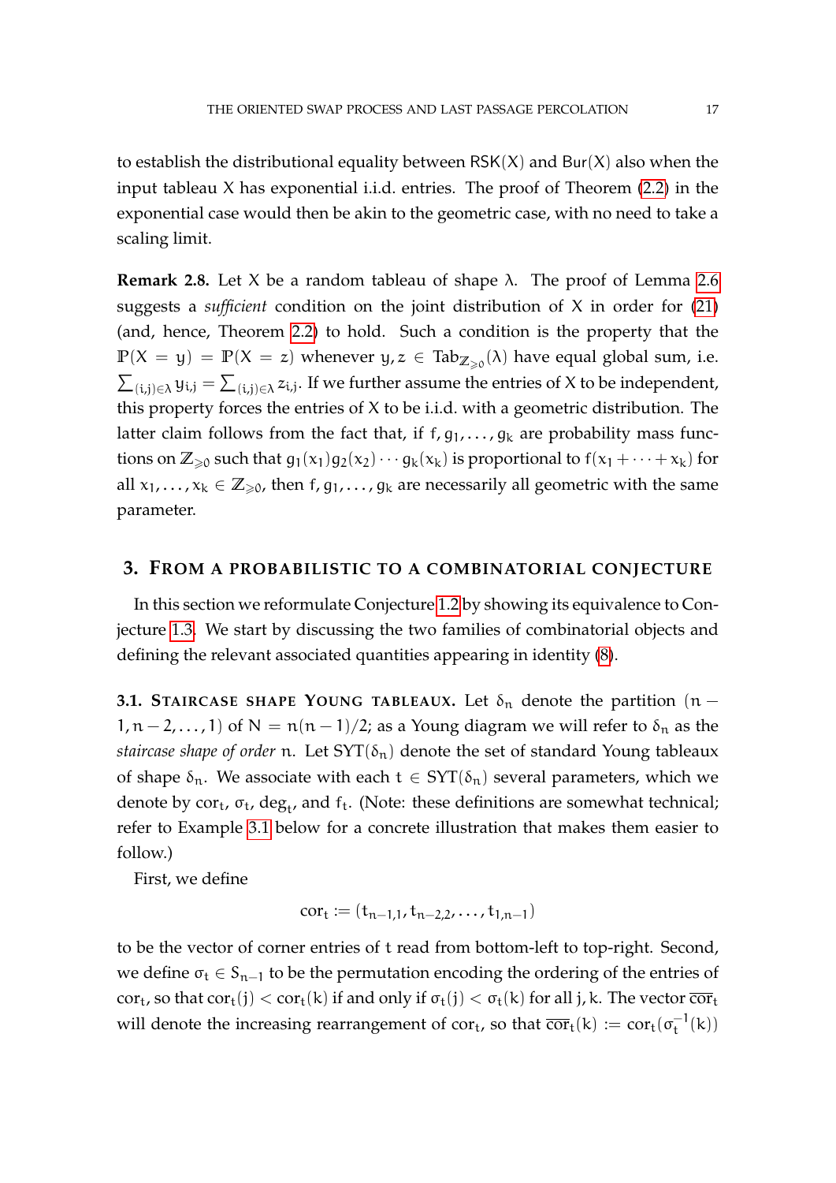to establish the distributional equality between $\mathsf{RSK}(X)$ and $\mathsf{Bur}(X)$ also when the input tableau $X$ has exponential i.i.d. entries. The proof of Theorem (2.2) in the exponential case would then be akin to the geometric case, with no need to take a scaling limit.

**Remark 2.8.** Let $X$ be a random tableau of shape $\lambda$. The proof of Lemma 2.6 suggests a *sufficient* condition on the joint distribution of $X$ in order for (21) (and, hence, Theorem 2.2) to hold. Such a condition is the property that the $\mathbb{P}(X = y) = \mathbb{P}(X = z)$ whenever $y, z \in \mathrm{Tab}_{\mathbb{Z}_{\geqslant 0}}(\lambda)$ have equal global sum, i.e. $\sum_{(i,j)\in\lambda} y_{i,j} = \sum_{(i,j)\in\lambda} z_{i,j}$. If we further assume the entries of $X$ to be independent, this property forces the entries of $X$ to be i.i.d. with a geometric distribution. The latter claim follows from the fact that, if $f, g_1, \ldots, g_k$ are probability mass functions on $\mathbb{Z}_{\geqslant 0}$ such that $g_1(x_1)g_2(x_2)\cdots g_k(x_k)$ is proportional to $f(x_1 + \cdots + x_k)$ for all $x_1, \ldots, x_k \in \mathbb{Z}_{\geqslant 0}$, then $f, g_1, \ldots, g_k$ are necessarily all geometric with the same parameter.

## 3. From a probabilistic to a combinatorial conjecture

In this section we reformulate Conjecture 1.2 by showing its equivalence to Conjecture 1.3. We start by discussing the two families of combinatorial objects and defining the relevant associated quantities appearing in identity (8).

### 3.1. Staircase shape Young tableaux.

Let $\delta_n$ denote the partition $(n-1, n-2, \ldots, 1)$ of $N = n(n-1)/2$; as a Young diagram we will refer to $\delta_n$ as the *staircase shape of order* $n$. Let $\mathrm{SYT}(\delta_n)$ denote the set of standard Young tableaux of shape $\delta_n$. We associate with each $t \in \mathrm{SYT}(\delta_n)$ several parameters, which we denote by $\mathrm{cor}_t$, $\sigma_t$, $\deg_t$, and $f_t$. (Note: these definitions are somewhat technical; refer to Example 3.1 below for a concrete illustration that makes them easier to follow.)

First, we define

$$\mathrm{cor}_t := (t_{n-1,1}, t_{n-2,2}, \ldots, t_{1,n-1})$$

to be the vector of corner entries of $t$ read from bottom-left to top-right. Second, we define $\sigma_t \in S_{n-1}$ to be the permutation encoding the ordering of the entries of $\mathrm{cor}_t$, so that $\mathrm{cor}_t(j) < \mathrm{cor}_t(k)$ if and only if $\sigma_t(j) < \sigma_t(k)$ for all $j, k$. The vector $\overline{\mathrm{cor}}_t$ will denote the increasing rearrangement of $\mathrm{cor}_t$, so that $\overline{\mathrm{cor}}_t(k) := \mathrm{cor}_t(\sigma_t^{-1}(k))$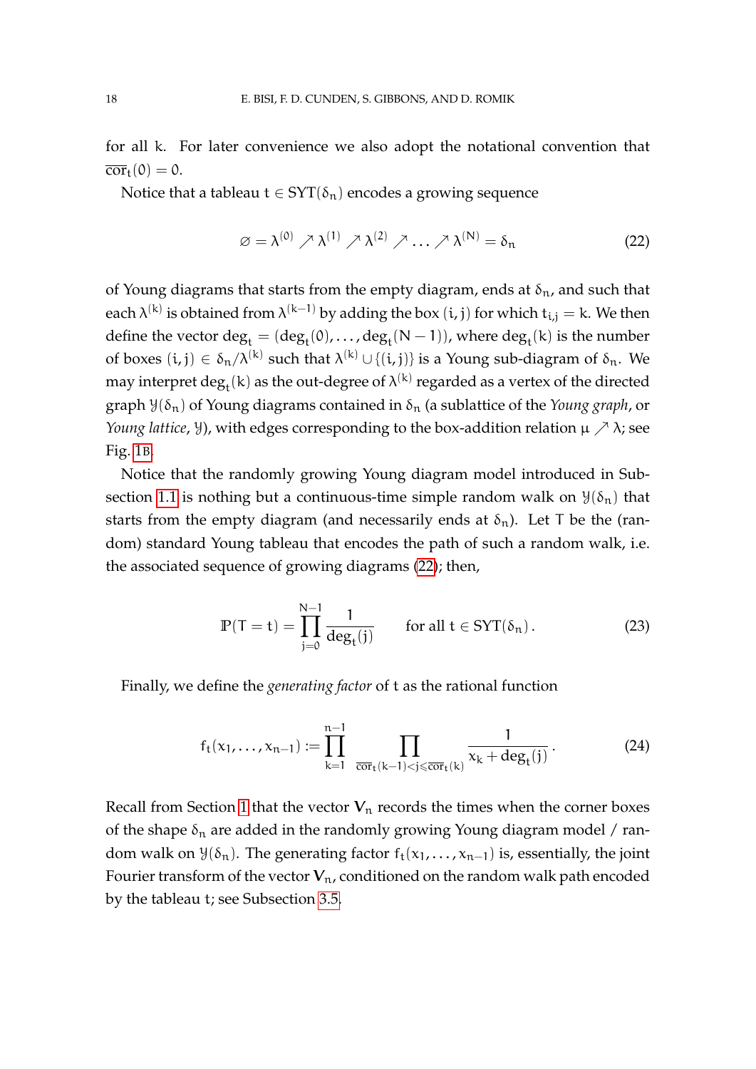for all $k$. For later convenience we also adopt the notational convention that $\overline{\mathrm{cor}}_t(0) = 0$.

Notice that a tableau $t \in \mathrm{SYT}(\delta_n)$ encodes a growing sequence

$$\varnothing = \lambda^{(0)} \nearrow \lambda^{(1)} \nearrow \lambda^{(2)} \nearrow \ldots \nearrow \lambda^{(N)} = \delta_n \tag{22}$$

of Young diagrams that starts from the empty diagram, ends at $\delta_n$, and such that each $\lambda^{(k)}$ is obtained from $\lambda^{(k-1)}$ by adding the box $(i, j)$ for which $t_{i,j} = k$. We then define the vector $\deg_t = (\deg_t(0), \ldots, \deg_t(N-1))$, where $\deg_t(k)$ is the number of boxes $(i, j) \in \delta_n/\lambda^{(k)}$ such that $\lambda^{(k)} \cup \{(i, j)\}$ is a Young sub-diagram of $\delta_n$. We may interpret $\deg_t(k)$ as the out-degree of $\lambda^{(k)}$ regarded as a vertex of the directed graph $\mathcal{Y}(\delta_n)$ of Young diagrams contained in $\delta_n$ (a sublattice of the *Young graph*, or *Young lattice*, $\mathcal{Y}$), with edges corresponding to the box-addition relation $\mu \nearrow \lambda$; see Fig. 1B.

Notice that the randomly growing Young diagram model introduced in Subsection 1.1 is nothing but a continuous-time simple random walk on $\mathcal{Y}(\delta_n)$ that starts from the empty diagram (and necessarily ends at $\delta_n$). Let $T$ be the (random) standard Young tableau that encodes the path of such a random walk, i.e. the associated sequence of growing diagrams (22); then,

$$\mathbb{P}(T = t) = \prod_{j=0}^{N-1} \frac{1}{\deg_t(j)} \qquad \text{for all } t \in \mathrm{SYT}(\delta_n). \tag{23}$$

Finally, we define the *generating factor* of $t$ as the rational function

$$f_t(x_1, \ldots, x_{n-1}) := \prod_{k=1}^{n-1} \prod_{\overline{\mathrm{cor}}_t(k-1) < j \leqslant \overline{\mathrm{cor}}_t(k)} \frac{1}{x_k + \deg_t(j)}. \tag{24}$$

Recall from Section 1 that the vector $\mathbf{V}_n$ records the times when the corner boxes of the shape $\delta_n$ are added in the randomly growing Young diagram model / random walk on $\mathcal{Y}(\delta_n)$. The generating factor $f_t(x_1, \ldots, x_{n-1})$ is, essentially, the joint Fourier transform of the vector $\mathbf{V}_n$, conditioned on the random walk path encoded by the tableau $t$; see Subsection 3.5.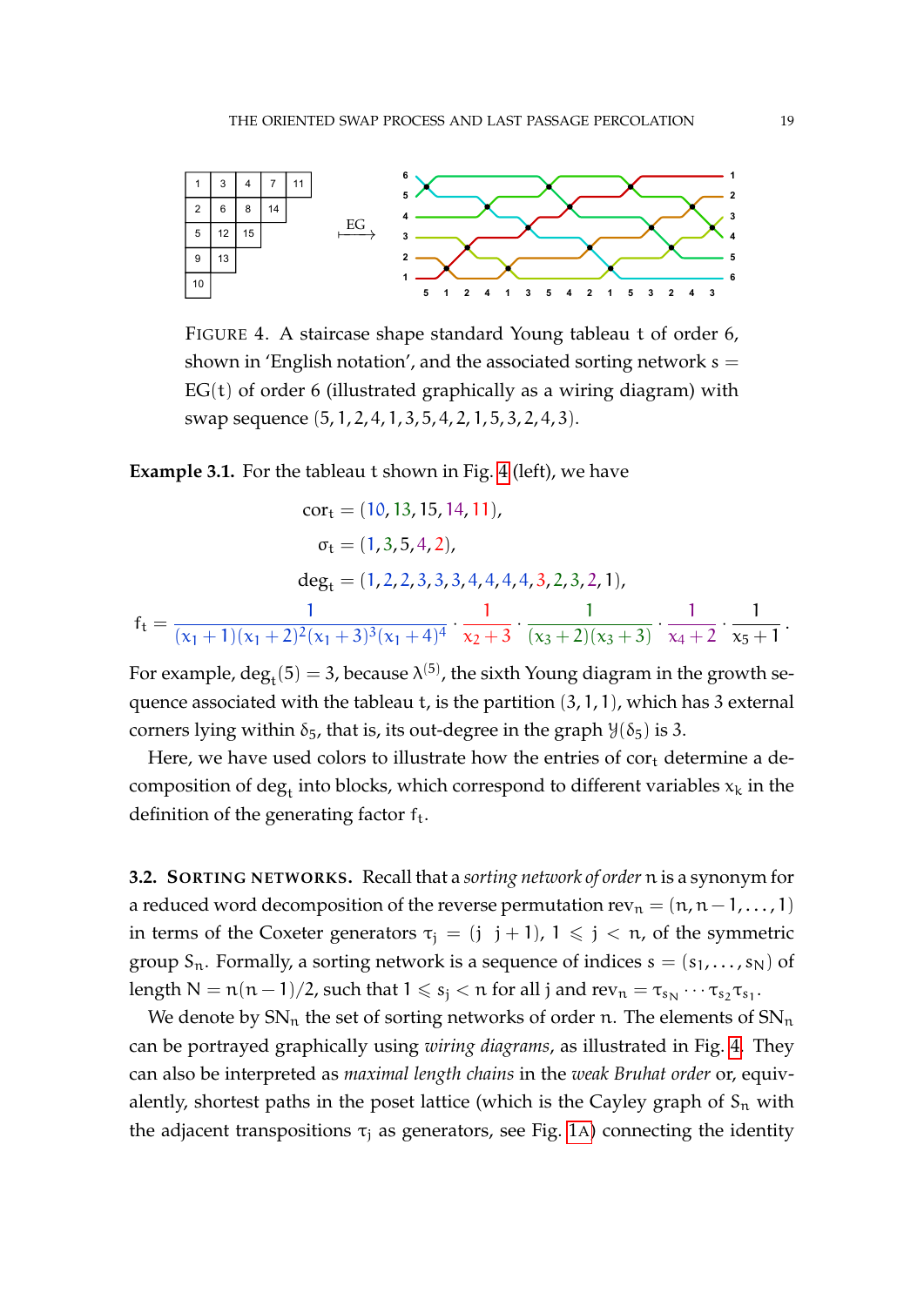FIGURE 4. A staircase shape standard Young tableau t of order 6, shown in 'English notation', and the associated sorting network $s = \mathrm{EG}(t)$ of order 6 (illustrated graphically as a wiring diagram) with swap sequence $(5, 1, 2, 4, 1, 3, 5, 4, 2, 1, 5, 3, 2, 4, 3)$.

**Example 3.1.** For the tableau t shown in Fig. 4 (left), we have

$$\mathrm{cor}_t = (10, 13, 15, 14, 11),$$

$$\sigma_t = (1, 3, 5, 4, 2),$$

$$\deg_t = (1, 2, 2, 3, 3, 3, 4, 4, 4, 4, 3, 2, 3, 2, 1),$$

$$f_t = \frac{1}{(x_1+1)(x_1+2)^2(x_1+3)^3(x_1+4)^4} \cdot \frac{1}{x_2+3} \cdot \frac{1}{(x_3+2)(x_3+3)} \cdot \frac{1}{x_4+2} \cdot \frac{1}{x_5+1}.$$

For example, $\deg_t(5) = 3$, because $\lambda^{(5)}$, the sixth Young diagram in the growth sequence associated with the tableau t, is the partition $(3, 1, 1)$, which has 3 external corners lying within $\delta_5$, that is, its out-degree in the graph $\mathbb{Y}(\delta_5)$ is 3.

Here, we have used colors to illustrate how the entries of $\mathrm{cor}_t$ determine a decomposition of $\deg_t$ into blocks, which correspond to different variables $x_k$ in the definition of the generating factor $f_t$.

**3.2. SORTING NETWORKS.** Recall that a *sorting network of order* n is a synonym for a reduced word decomposition of the reverse permutation $\mathrm{rev}_n = (n, n-1, \ldots, 1)$ in terms of the Coxeter generators $\tau_j = (j \;\; j+1)$, $1 \leqslant j < n$, of the symmetric group $S_n$. Formally, a sorting network is a sequence of indices $s = (s_1, \ldots, s_N)$ of length $N = n(n-1)/2$, such that $1 \leqslant s_j < n$ for all j and $\mathrm{rev}_n = \tau_{s_N} \cdots \tau_{s_2} \tau_{s_1}$.

We denote by $\mathrm{SN}_n$ the set of sorting networks of order n. The elements of $\mathrm{SN}_n$ can be portrayed graphically using *wiring diagrams*, as illustrated in Fig. 4. They can also be interpreted as *maximal length chains* in the *weak Bruhat order* or, equivalently, shortest paths in the poset lattice (which is the Cayley graph of $S_n$ with the adjacent transpositions $\tau_j$ as generators, see Fig. 1A) connecting the identity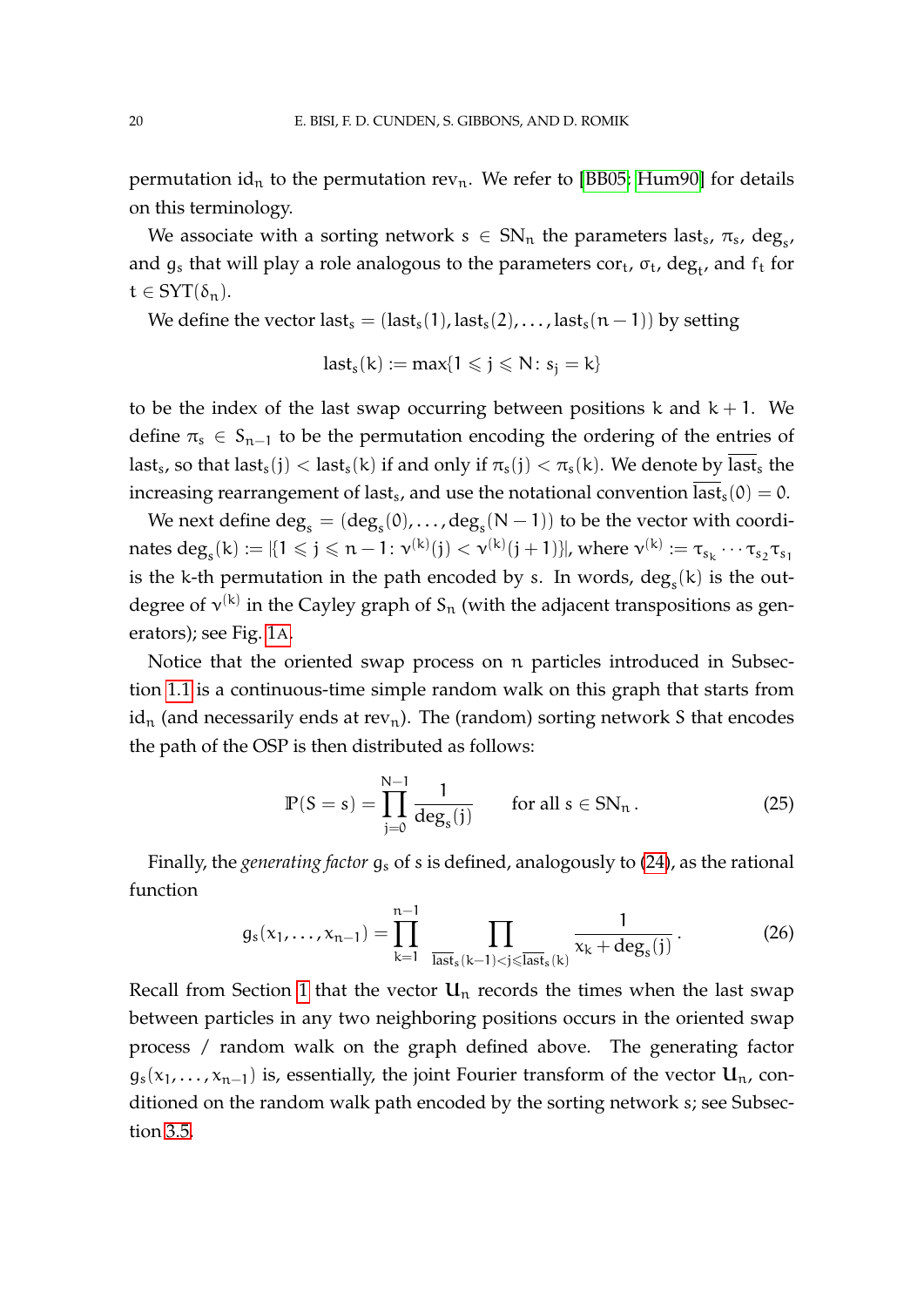permutation $\mathrm{id}_n$ to the permutation $\mathrm{rev}_n$. We refer to [BB05; Hum90] for details on this terminology.

We associate with a sorting network $s \in \mathrm{SN}_n$ the parameters $\mathrm{last}_s$, $\pi_s$, $\deg_s$, and $g_s$ that will play a role analogous to the parameters $\mathrm{cor}_t$, $\sigma_t$, $\deg_t$, and $f_t$ for $t \in \mathrm{SYT}(\delta_n)$.

We define the vector $\mathrm{last}_s = (\mathrm{last}_s(1), \mathrm{last}_s(2), \ldots, \mathrm{last}_s(n-1))$ by setting

$$\mathrm{last}_s(k) := \max\{1 \leqslant j \leqslant N \colon s_j = k\}$$

to be the index of the last swap occurring between positions $k$ and $k+1$. We define $\pi_s \in S_{n-1}$ to be the permutation encoding the ordering of the entries of $\mathrm{last}_s$, so that $\mathrm{last}_s(j) < \mathrm{last}_s(k)$ if and only if $\pi_s(j) < \pi_s(k)$. We denote by $\overline{\mathrm{last}}_s$ the increasing rearrangement of $\mathrm{last}_s$, and use the notational convention $\overline{\mathrm{last}}_s(0) = 0$.

We next define $\deg_s = (\deg_s(0), \ldots, \deg_s(N-1))$ to be the vector with coordinates $\deg_s(k) := |\{1 \leqslant j \leqslant n-1 \colon \nu^{(k)}(j) < \nu^{(k)}(j+1)\}|$, where $\nu^{(k)} := \tau_{s_k} \cdots \tau_{s_2}\tau_{s_1}$ is the $k$-th permutation in the path encoded by $s$. In words, $\deg_s(k)$ is the out-degree of $\nu^{(k)}$ in the Cayley graph of $S_n$ (with the adjacent transpositions as generators); see Fig. 1A.

Notice that the oriented swap process on $n$ particles introduced in Subsection 1.1 is a continuous-time simple random walk on this graph that starts from $\mathrm{id}_n$ (and necessarily ends at $\mathrm{rev}_n$). The (random) sorting network $S$ that encodes the path of the OSP is then distributed as follows:

$$\mathbb{P}(S = s) = \prod_{j=0}^{N-1} \frac{1}{\deg_s(j)} \qquad \text{for all } s \in \mathrm{SN}_n\,. \tag{25}$$

Finally, the *generating factor* $g_s$ of $s$ is defined, analogously to (24), as the rational function

$$g_s(x_1, \ldots, x_{n-1}) = \prod_{k=1}^{n-1} \prod_{\overline{\mathrm{last}}_s(k-1) < j \leqslant \overline{\mathrm{last}}_s(k)} \frac{1}{x_k + \deg_s(j)}\,. \tag{26}$$

Recall from Section 1 that the vector $\mathbf{U}_n$ records the times when the last swap between particles in any two neighboring positions occurs in the oriented swap process / random walk on the graph defined above. The generating factor $g_s(x_1, \ldots, x_{n-1})$ is, essentially, the joint Fourier transform of the vector $\mathbf{U}_n$, conditioned on the random walk path encoded by the sorting network $s$; see Subsection 3.5.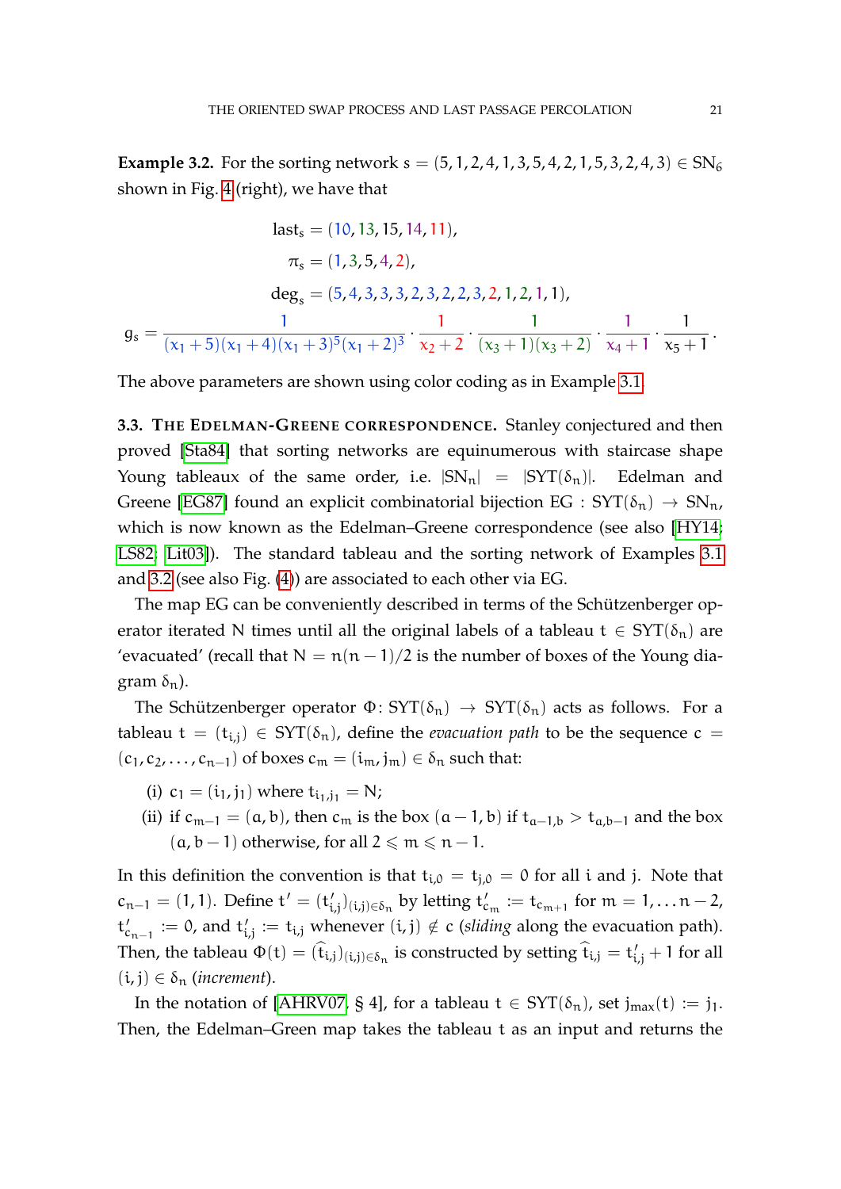**Example 3.2.** For the sorting network $s = (5, 1, 2, 4, 1, 3, 5, 4, 2, 1, 5, 3, 2, 4, 3) \in SN_6$ shown in Fig. 4 (right), we have that

$$\text{last}_s = (10, 13, 15, 14, 11),$$
$$\pi_s = (1, 3, 5, 4, 2),$$
$$\text{deg}_s = (5, 4, 3, 3, 3, 2, 3, 2, 2, 3, 2, 1, 2, 1, 1),$$
$$g_s = \frac{1}{(x_1+5)(x_1+4)(x_1+3)^5(x_1+2)^3} \cdot \frac{1}{x_2+2} \cdot \frac{1}{(x_3+1)(x_3+2)} \cdot \frac{1}{x_4+1} \cdot \frac{1}{x_5+1}.$$

The above parameters are shown using color coding as in Example 3.1.

### 3.3. The Edelman-Greene correspondence.

Stanley conjectured and then proved [Sta84] that sorting networks are equinumerous with staircase shape Young tableaux of the same order, i.e. $|SN_n| = |SYT(\delta_n)|$. Edelman and Greene [EG87] found an explicit combinatorial bijection $EG : SYT(\delta_n) \to SN_n$, which is now known as the Edelman–Greene correspondence (see also [HY14; LS82; Lit03]). The standard tableau and the sorting network of Examples 3.1 and 3.2 (see also Fig. (4)) are associated to each other via EG.

The map EG can be conveniently described in terms of the Schützenberger operator iterated $N$ times until all the original labels of a tableau $t \in SYT(\delta_n)$ are 'evacuated' (recall that $N = n(n-1)/2$ is the number of boxes of the Young diagram $\delta_n$).

The Schützenberger operator $\Phi\colon SYT(\delta_n) \to SYT(\delta_n)$ acts as follows. For a tableau $t = (t_{i,j}) \in SYT(\delta_n)$, define the *evacuation path* to be the sequence $c = (c_1, c_2, \ldots, c_{n-1})$ of boxes $c_m = (i_m, j_m) \in \delta_n$ such that:

(i) $c_1 = (i_1, j_1)$ where $t_{i_1,j_1} = N$;

(ii) if $c_{m-1} = (a, b)$, then $c_m$ is the box $(a-1, b)$ if $t_{a-1,b} > t_{a,b-1}$ and the box $(a, b-1)$ otherwise, for all $2 \leqslant m \leqslant n-1$.

In this definition the convention is that $t_{i,0} = t_{j,0} = 0$ for all $i$ and $j$. Note that $c_{n-1} = (1, 1)$. Define $t' = (t'_{i,j})_{(i,j)\in\delta_n}$ by letting $t'_{c_m} := t_{c_{m+1}}$ for $m = 1, \ldots n-2$, $t'_{c_{n-1}} := 0$, and $t'_{i,j} := t_{i,j}$ whenever $(i, j) \notin c$ (*sliding* along the evacuation path). Then, the tableau $\Phi(t) = (\widehat{t}_{i,j})_{(i,j)\in\delta_n}$ is constructed by setting $\widehat{t}_{i,j} = t'_{i,j} + 1$ for all $(i, j) \in \delta_n$ (*increment*).

In the notation of [AHRV07, § 4], for a tableau $t \in SYT(\delta_n)$, set $j_{\max}(t) := j_1$. Then, the Edelman–Green map takes the tableau $t$ as an input and returns the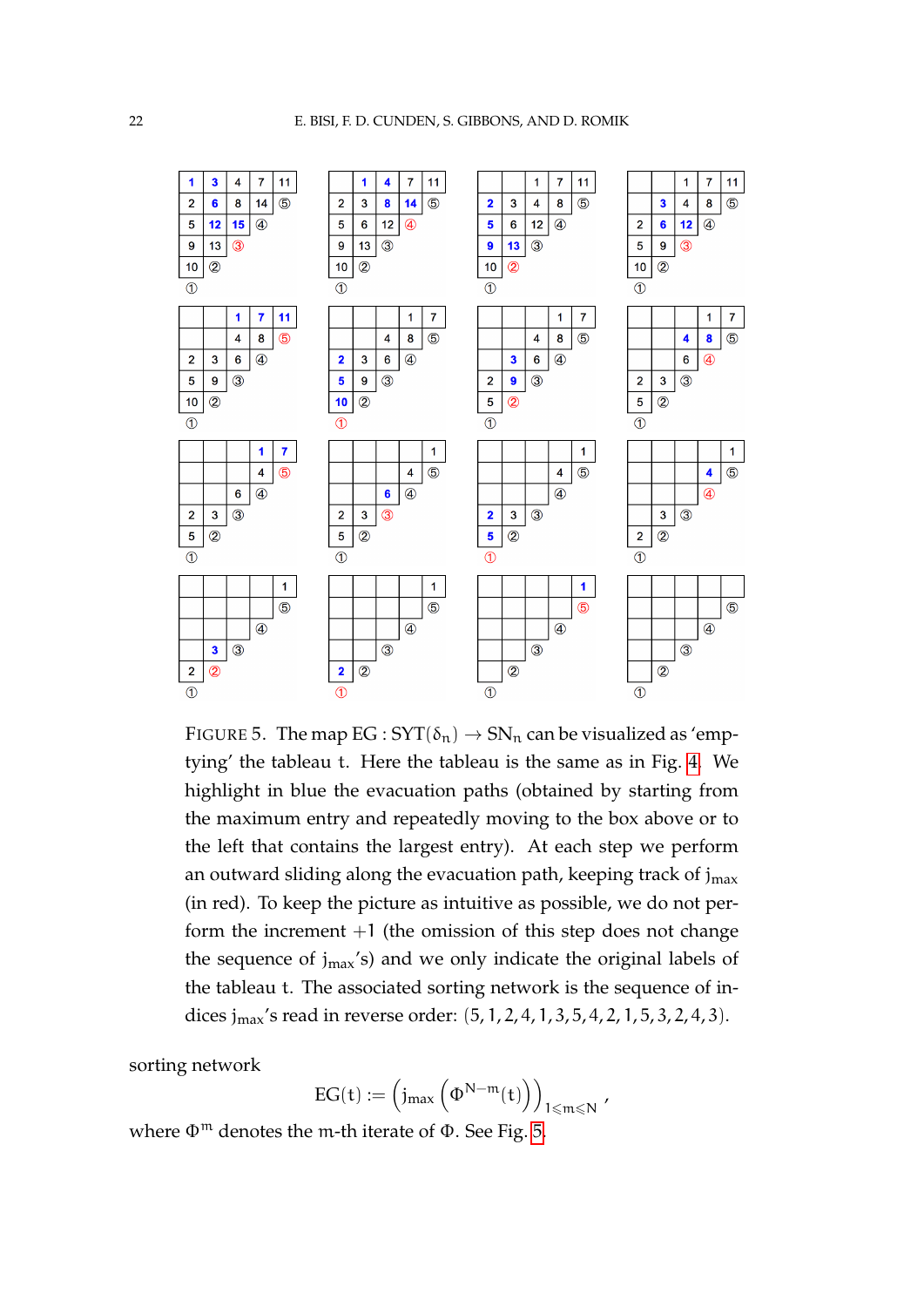FIGURE 5. The map $\mathrm{EG} : \mathrm{SYT}(\delta_n) \to \mathrm{SN}_n$ can be visualized as 'emptying' the tableau t. Here the tableau is the same as in Fig. 4. We highlight in blue the evacuation paths (obtained by starting from the maximum entry and repeatedly moving to the box above or to the left that contains the largest entry). At each step we perform an outward sliding along the evacuation path, keeping track of $j_{\max}$ (in red). To keep the picture as intuitive as possible, we do not perform the increment $+1$ (the omission of this step does not change the sequence of $j_{\max}$'s) and we only indicate the original labels of the tableau t. The associated sorting network is the sequence of indices $j_{\max}$'s read in reverse order: $(5,1,2,4,1,3,5,4,2,1,5,3,2,4,3)$.

sorting network

$$\mathrm{EG}(t) := \left( j_{\max}\left(\Phi^{N-m}(t)\right) \right)_{1 \leqslant m \leqslant N},$$

where $\Phi^m$ denotes the $m$-th iterate of $\Phi$. See Fig. 5.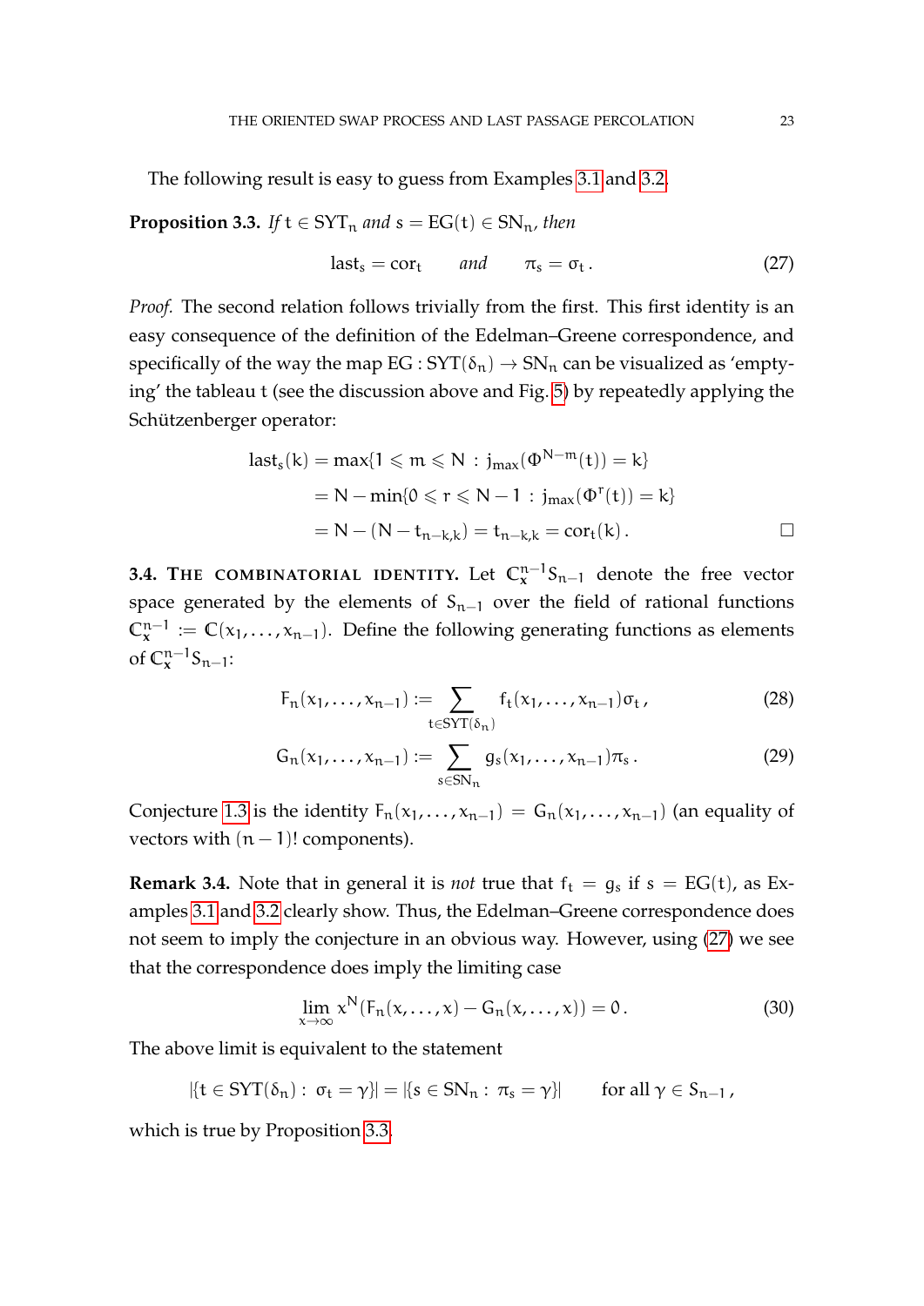The following result is easy to guess from Examples 3.1 and 3.2.

**Proposition 3.3.** *If* $t \in \mathrm{SYT}_n$ *and* $s = \mathrm{EG}(t) \in \mathrm{SN}_n$*, then*

$$\mathrm{last}_s = \mathrm{cor}_t \qquad \textit{and} \qquad \pi_s = \sigma_t \,. \tag{27}$$

*Proof.* The second relation follows trivially from the first. This first identity is an easy consequence of the definition of the Edelman–Greene correspondence, and specifically of the way the map $\mathrm{EG} : \mathrm{SYT}(\delta_n) \to \mathrm{SN}_n$ can be visualized as 'emptying' the tableau $t$ (see the discussion above and Fig. 5) by repeatedly applying the Schützenberger operator:

$$\begin{aligned}
\mathrm{last}_s(k) &= \max\{1 \leqslant m \leqslant N \,:\, j_{\max}(\Phi^{N-m}(t)) = k\} \\
&= N - \min\{0 \leqslant r \leqslant N-1 \,:\, j_{\max}(\Phi^{r}(t)) = k\} \\
&= N - (N - t_{n-k,k}) = t_{n-k,k} = \mathrm{cor}_t(k)\,.
\end{aligned}$$

□

**3.4. The combinatorial identity.** Let $\mathbb{C}^{n-1}_{\mathbf{x}} S_{n-1}$ denote the free vector space generated by the elements of $S_{n-1}$ over the field of rational functions $\mathbb{C}^{n-1}_{\mathbf{x}} := \mathbb{C}(x_1, \dots, x_{n-1})$. Define the following generating functions as elements of $\mathbb{C}^{n-1}_{\mathbf{x}} S_{n-1}$:

$$F_n(x_1, \dots, x_{n-1}) := \sum_{t \in \mathrm{SYT}(\delta_n)} f_t(x_1, \dots, x_{n-1}) \sigma_t \,, \tag{28}$$

$$G_n(x_1, \dots, x_{n-1}) := \sum_{s \in \mathrm{SN}_n} g_s(x_1, \dots, x_{n-1}) \pi_s \,. \tag{29}$$

Conjecture 1.3 is the identity $F_n(x_1, \dots, x_{n-1}) = G_n(x_1, \dots, x_{n-1})$ (an equality of vectors with $(n-1)!$ components).

**Remark 3.4.** Note that in general it is *not* true that $f_t = g_s$ if $s = \mathrm{EG}(t)$, as Examples 3.1 and 3.2 clearly show. Thus, the Edelman–Greene correspondence does not seem to imply the conjecture in an obvious way. However, using (27) we see that the correspondence does imply the limiting case

$$\lim_{x \to \infty} x^N (F_n(x, \dots, x) - G_n(x, \dots, x)) = 0 \,. \tag{30}$$

The above limit is equivalent to the statement

$$|\{t \in \mathrm{SYT}(\delta_n) : \ \sigma_t = \gamma\}| = |\{s \in \mathrm{SN}_n : \ \pi_s = \gamma\}| \qquad \text{for all } \gamma \in S_{n-1} \,,$$

which is true by Proposition 3.3.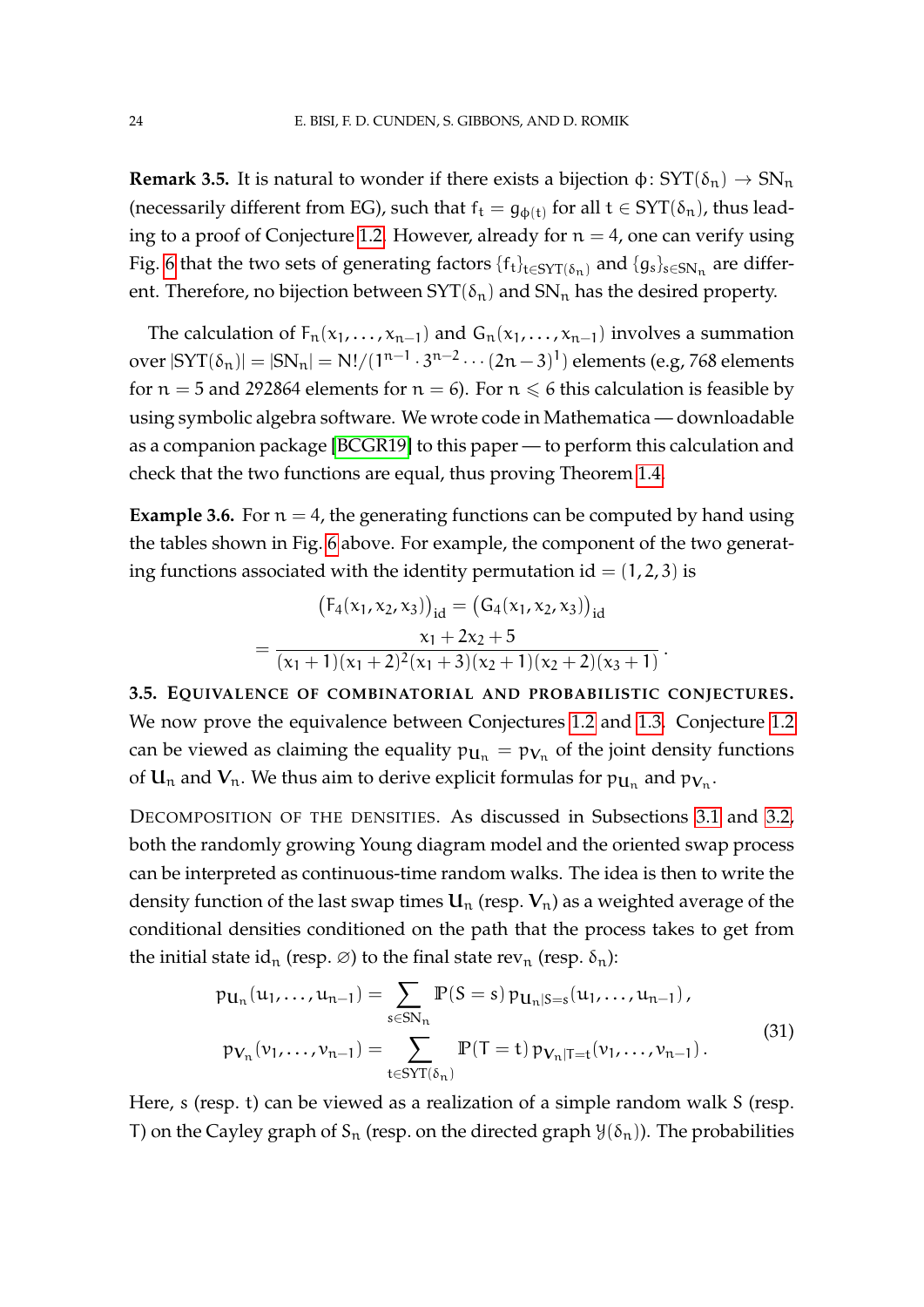**Remark 3.5.** It is natural to wonder if there exists a bijection $\phi\colon \mathrm{SYT}(\delta_n) \to \mathrm{SN}_n$ (necessarily different from EG), such that $f_t = g_{\phi(t)}$ for all $t \in \mathrm{SYT}(\delta_n)$, thus leading to a proof of Conjecture 1.2. However, already for $n = 4$, one can verify using Fig. 6 that the two sets of generating factors $\{f_t\}_{t\in\mathrm{SYT}(\delta_n)}$ and $\{g_s\}_{s\in\mathrm{SN}_n}$ are different. Therefore, no bijection between $\mathrm{SYT}(\delta_n)$ and $\mathrm{SN}_n$ has the desired property.

The calculation of $F_n(x_1, \dots, x_{n-1})$ and $G_n(x_1, \dots, x_{n-1})$ involves a summation over $|\mathrm{SYT}(\delta_n)| = |\mathrm{SN}_n| = N!/(1^{n-1} \cdot 3^{n-2} \cdots (2n-3)^1)$ elements (e.g, 768 elements for $n = 5$ and 292864 elements for $n = 6$). For $n \leqslant 6$ this calculation is feasible by using symbolic algebra software. We wrote code in Mathematica — downloadable as a companion package [BCGR19] to this paper — to perform this calculation and check that the two functions are equal, thus proving Theorem 1.4.

**Example 3.6.** For $n = 4$, the generating functions can be computed by hand using the tables shown in Fig. 6 above. For example, the component of the two generating functions associated with the identity permutation $\mathrm{id} = (1, 2, 3)$ is

$$\begin{aligned}
&\big(F_4(x_1, x_2, x_3)\big)_{\mathrm{id}} = \big(G_4(x_1, x_2, x_3)\big)_{\mathrm{id}} \\
&= \frac{x_1 + 2x_2 + 5}{(x_1 + 1)(x_1 + 2)^2(x_1 + 3)(x_2 + 1)(x_2 + 2)(x_3 + 1)}\,.
\end{aligned}$$

### 3.5. Equivalence of combinatorial and probabilistic conjectures.

We now prove the equivalence between Conjectures 1.2 and 1.3. Conjecture 1.2 can be viewed as claiming the equality $p_{\mathbf{U}_n} = p_{\mathbf{V}_n}$ of the joint density functions of $\mathbf{U}_n$ and $\mathbf{V}_n$. We thus aim to derive explicit formulas for $p_{\mathbf{U}_n}$ and $p_{\mathbf{V}_n}$.

Decomposition of the densities. As discussed in Subsections 3.1 and 3.2, both the randomly growing Young diagram model and the oriented swap process can be interpreted as continuous-time random walks. The idea is then to write the density function of the last swap times $\mathbf{U}_n$ (resp. $\mathbf{V}_n$) as a weighted average of the conditional densities conditioned on the path that the process takes to get from the initial state $\mathrm{id}_n$ (resp. $\varnothing$) to the final state $\mathrm{rev}_n$ (resp. $\delta_n$):

$$\begin{aligned}
p_{\mathbf{U}_n}(u_1, \dots, u_{n-1}) &= \sum_{s\in\mathrm{SN}_n} \mathbb{P}(S = s)\, p_{\mathbf{U}_n|S=s}(u_1, \dots, u_{n-1})\,, \\
p_{\mathbf{V}_n}(v_1, \dots, v_{n-1}) &= \sum_{t\in\mathrm{SYT}(\delta_n)} \mathbb{P}(T = t)\, p_{\mathbf{V}_n|T=t}(v_1, \dots, v_{n-1})\,.
\end{aligned} \tag{31}$$

Here, $s$ (resp. $t$) can be viewed as a realization of a simple random walk $S$ (resp. $T$) on the Cayley graph of $S_n$ (resp. on the directed graph $\mathbb{Y}(\delta_n)$). The probabilities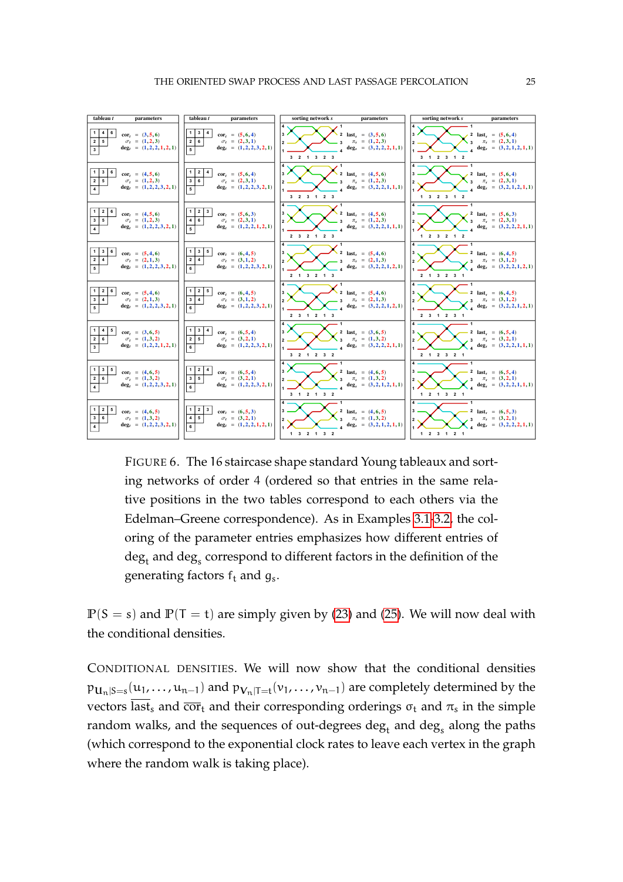| tableau $t$ | parameters | tableau $t$ | parameters | sorting network $s$ | parameters | sorting network $s$ | parameters |
|---|---|---|---|---|---|---|---|
| 1 4 6 / 2 5 / 3 | $\mathrm{cor}_t = (3,5,6)$, $\sigma_t = (1,2,3)$, $\deg_t = (1,2,2,1,2,1)$ | 1 3 4 / 2 6 / 5 | $\mathrm{cor}_t = (5,6,4)$, $\sigma_t = (2,3,1)$, $\deg_t = (1,2,2,3,2,1)$ | 3 2 1 3 2 3 | $\mathrm{last}_s = (3,5,6)$, $\pi_s = (1,2,3)$, $\deg_s = (3,2,2,2,1,1)$ | 3 1 2 3 1 2 | $\mathrm{last}_s = (5,6,4)$, $\pi_s = (2,3,1)$, $\deg_s = (3,2,1,2,1,1)$ |
| 1 3 6 / 2 5 / 4 | $\mathrm{cor}_t = (4,5,6)$, $\sigma_t = (1,2,3)$, $\deg_t = (1,2,2,3,2,1)$ | 1 2 4 / 3 6 / 5 | $\mathrm{cor}_t = (5,6,4)$, $\sigma_t = (2,3,1)$, $\deg_t = (1,2,2,3,2,1)$ | 3 2 3 1 2 3 | $\mathrm{last}_s = (4,5,6)$, $\pi_s = (1,2,3)$, $\deg_s = (3,2,2,1,1,1)$ | 1 3 2 3 1 2 | $\mathrm{last}_s = (5,6,4)$, $\pi_s = (2,3,1)$, $\deg_s = (3,2,1,2,1,1)$ |
| 1 2 6 / 3 5 / 4 | $\mathrm{cor}_t = (4,5,6)$, $\sigma_t = (1,2,3)$, $\deg_t = (1,2,2,3,2,1)$ | 1 2 3 / 4 6 / 5 | $\mathrm{cor}_t = (5,6,3)$, $\sigma_t = (2,3,1)$, $\deg_t = (1,2,2,1,2,1)$ | 2 3 2 1 2 3 | $\mathrm{last}_s = (4,5,6)$, $\pi_s = (1,2,3)$, $\deg_s = (3,2,2,1,1,1)$ | 1 2 3 2 1 2 | $\mathrm{last}_s = (5,6,3)$, $\pi_s = (2,3,1)$, $\deg_s = (3,2,2,2,1,1)$ |
| 1 3 6 / 2 4 / 5 | $\mathrm{cor}_t = (5,4,6)$, $\sigma_t = (2,1,3)$, $\deg_t = (1,2,2,3,2,1)$ | 1 3 5 / 2 4 / 6 | $\mathrm{cor}_t = (6,4,5)$, $\sigma_t = (3,1,2)$, $\deg_t = (1,2,2,3,2,1)$ | 2 1 3 2 1 3 | $\mathrm{last}_s = (5,4,6)$, $\pi_s = (2,1,3)$, $\deg_s = (3,2,2,1,2,1)$ | 2 1 3 2 3 1 | $\mathrm{last}_s = (6,4,5)$, $\pi_s = (3,1,2)$, $\deg_s = (3,2,2,1,2,1)$ |
| 1 2 6 / 3 4 / 5 | $\mathrm{cor}_t = (5,4,6)$, $\sigma_t = (2,1,3)$, $\deg_t = (1,2,2,3,2,1)$ | 1 2 5 / 3 4 / 6 | $\mathrm{cor}_t = (6,4,5)$, $\sigma_t = (3,1,2)$, $\deg_t = (1,2,2,3,2,1)$ | 2 3 1 2 1 3 | $\mathrm{last}_s = (5,4,6)$, $\pi_s = (2,1,3)$, $\deg_s = (3,2,2,1,2,1)$ | 2 3 1 2 3 1 | $\mathrm{last}_s = (6,4,5)$, $\pi_s = (3,1,2)$, $\deg_s = (3,2,2,1,2,1)$ |
| 1 4 5 / 2 6 / 3 | $\mathrm{cor}_t = (3,6,5)$, $\sigma_t = (1,3,2)$, $\deg_t = (1,2,2,1,2,1)$ | 1 3 4 / 2 5 / 6 | $\mathrm{cor}_t = (6,5,4)$, $\sigma_t = (3,2,1)$, $\deg_t = (1,2,2,3,2,1)$ | 3 2 1 2 3 2 | $\mathrm{last}_s = (3,6,5)$, $\pi_s = (1,3,2)$, $\deg_s = (3,2,2,2,1,1)$ | 2 1 2 3 2 1 | $\mathrm{last}_s = (6,5,4)$, $\pi_s = (3,2,1)$, $\deg_s = (3,2,2,1,1,1)$ |
| 1 3 5 / 2 6 / 4 | $\mathrm{cor}_t = (4,6,5)$, $\sigma_t = (1,3,2)$, $\deg_t = (1,2,2,3,2,1)$ | 1 2 4 / 3 5 / 6 | $\mathrm{cor}_t = (6,5,4)$, $\sigma_t = (3,2,1)$, $\deg_t = (1,2,2,3,2,1)$ | 3 1 2 1 3 2 | $\mathrm{last}_s = (4,6,5)$, $\pi_s = (1,3,2)$, $\deg_s = (3,2,1,2,1,1)$ | 1 2 1 3 2 1 | $\mathrm{last}_s = (6,5,4)$, $\pi_s = (3,2,1)$, $\deg_s = (3,2,2,1,1,1)$ |
| 1 2 5 / 3 6 / 4 | $\mathrm{cor}_t = (4,6,5)$, $\sigma_t = (1,3,2)$, $\deg_t = (1,2,2,3,2,1)$ | 1 2 3 / 4 5 / 6 | $\mathrm{cor}_t = (6,5,3)$, $\sigma_t = (3,2,1)$, $\deg_t = (1,2,2,1,2,1)$ | 1 3 2 1 3 2 | $\mathrm{last}_s = (4,6,5)$, $\pi_s = (1,3,2)$, $\deg_s = (3,2,1,2,1,1)$ | 1 2 3 1 2 1 | $\mathrm{last}_s = (6,5,3)$, $\pi_s = (3,2,1)$, $\deg_s = (3,2,2,2,1,1)$ |

FIGURE 6. The 16 staircase shape standard Young tableaux and sorting networks of order 4 (ordered so that entries in the same relative positions in the two tables correspond to each others via the Edelman–Greene correspondence). As in Examples 3.1–3.2, the coloring of the parameter entries emphasizes how different entries of $\deg_t$ and $\deg_s$ correspond to different factors in the definition of the generating factors $f_t$ and $g_s$.

$\mathbb{P}(S = s)$ and $\mathbb{P}(T = t)$ are simply given by (23) and (25). We will now deal with the conditional densities.

CONDITIONAL DENSITIES. We will now show that the conditional densities $p_{U_n|S=s}(u_1, \ldots, u_{n-1})$ and $p_{V_n|T=t}(v_1, \ldots, v_{n-1})$ are completely determined by the vectors $\overline{\mathrm{last}}_s$ and $\overline{\mathrm{cor}}_t$ and their corresponding orderings $\sigma_t$ and $\pi_s$ in the simple random walks, and the sequences of out-degrees $\deg_t$ and $\deg_s$ along the paths (which correspond to the exponential clock rates to leave each vertex in the graph where the random walk is taking place).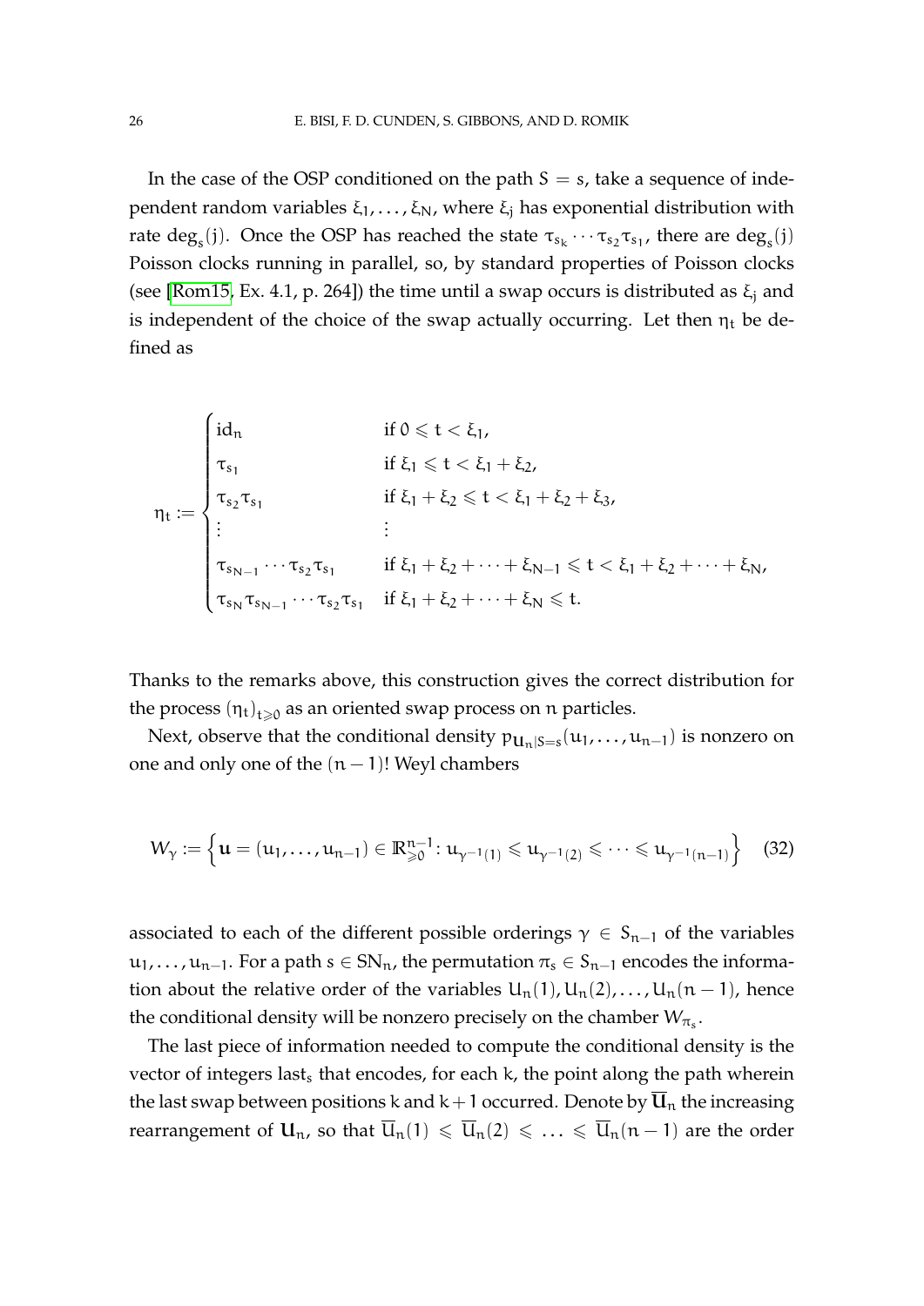In the case of the OSP conditioned on the path $S = s$, take a sequence of independent random variables $\xi_1, \dots, \xi_N$, where $\xi_j$ has exponential distribution with rate $\deg_s(j)$. Once the OSP has reached the state $\tau_{s_k} \cdots \tau_{s_2}\tau_{s_1}$, there are $\deg_s(j)$ Poisson clocks running in parallel, so, by standard properties of Poisson clocks (see [Rom15, Ex. 4.1, p. 264]) the time until a swap occurs is distributed as $\xi_j$ and is independent of the choice of the swap actually occurring. Let then $\eta_t$ be defined as

$$\eta_t := \begin{cases} \mathrm{id}_n & \text{if } 0 \leqslant t < \xi_1, \\ \tau_{s_1} & \text{if } \xi_1 \leqslant t < \xi_1 + \xi_2, \\ \tau_{s_2}\tau_{s_1} & \text{if } \xi_1 + \xi_2 \leqslant t < \xi_1 + \xi_2 + \xi_3, \\ \vdots & \vdots \\ \tau_{s_{N-1}} \cdots \tau_{s_2}\tau_{s_1} & \text{if } \xi_1 + \xi_2 + \cdots + \xi_{N-1} \leqslant t < \xi_1 + \xi_2 + \cdots + \xi_N, \\ \tau_{s_N}\tau_{s_{N-1}} \cdots \tau_{s_2}\tau_{s_1} & \text{if } \xi_1 + \xi_2 + \cdots + \xi_N \leqslant t. \end{cases}$$

Thanks to the remarks above, this construction gives the correct distribution for the process $(\eta_t)_{t \geqslant 0}$ as an oriented swap process on $n$ particles.

Next, observe that the conditional density $p_{\mathbf{U}_n|S=s}(u_1, \dots, u_{n-1})$ is nonzero on one and only one of the $(n-1)!$ Weyl chambers

$$W_\gamma := \left\{ \mathbf{u} = (u_1, \dots, u_{n-1}) \in \mathbb{R}^{n-1}_{\geqslant 0} \colon u_{\gamma^{-1}(1)} \leqslant u_{\gamma^{-1}(2)} \leqslant \cdots \leqslant u_{\gamma^{-1}(n-1)} \right\} \quad (32)$$

associated to each of the different possible orderings $\gamma \in S_{n-1}$ of the variables $u_1, \dots, u_{n-1}$. For a path $s \in \mathrm{SN}_n$, the permutation $\pi_s \in S_{n-1}$ encodes the information about the relative order of the variables $U_n(1), U_n(2), \dots, U_n(n-1)$, hence the conditional density will be nonzero precisely on the chamber $W_{\pi_s}$.

The last piece of information needed to compute the conditional density is the vector of integers $\mathrm{last}_s$ that encodes, for each $k$, the point along the path wherein the last swap between positions $k$ and $k+1$ occurred. Denote by $\overline{\mathbf{U}}_n$ the increasing rearrangement of $\mathbf{U}_n$, so that $\overline{U}_n(1) \leqslant \overline{U}_n(2) \leqslant \ldots \leqslant \overline{U}_n(n-1)$ are the order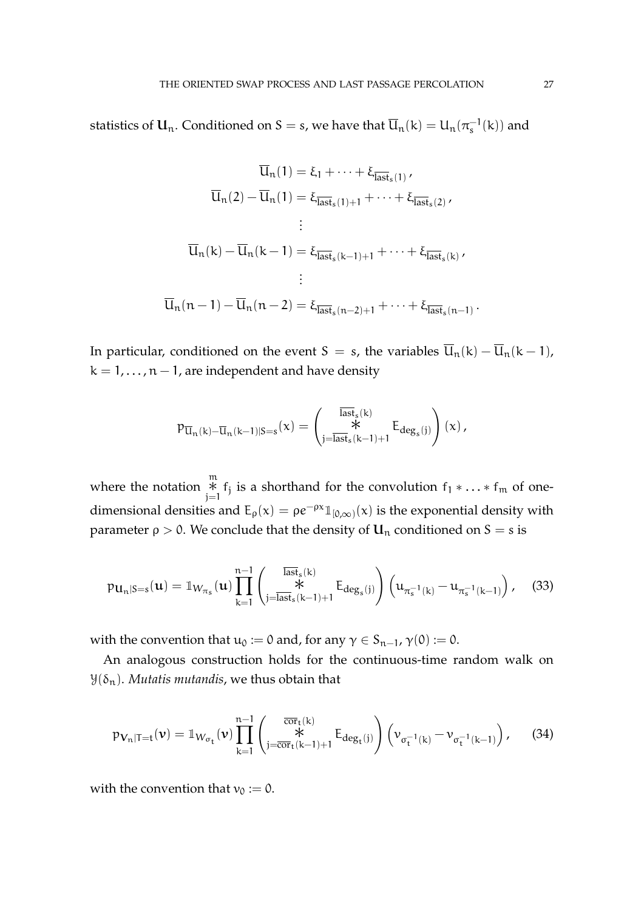statistics of $\mathbf{U}_n$. Conditioned on $S = s$, we have that $\overline{U}_n(k) = U_n(\pi_s^{-1}(k))$ and

$$
\begin{aligned}
\overline{U}_n(1) &= \xi_1 + \cdots + \xi_{\overline{\mathrm{last}}_s(1)}\,,\\
\overline{U}_n(2) - \overline{U}_n(1) &= \xi_{\overline{\mathrm{last}}_s(1)+1} + \cdots + \xi_{\overline{\mathrm{last}}_s(2)}\,,\\
&\ \ \vdots\\
\overline{U}_n(k) - \overline{U}_n(k-1) &= \xi_{\overline{\mathrm{last}}_s(k-1)+1} + \cdots + \xi_{\overline{\mathrm{last}}_s(k)}\,,\\
&\ \ \vdots\\
\overline{U}_n(n-1) - \overline{U}_n(n-2) &= \xi_{\overline{\mathrm{last}}_s(n-2)+1} + \cdots + \xi_{\overline{\mathrm{last}}_s(n-1)}\,.
\end{aligned}
$$

In particular, conditioned on the event $S = s$, the variables $\overline{U}_n(k) - \overline{U}_n(k-1)$, $k = 1, \ldots, n-1$, are independent and have density

$$
p_{\overline{U}_n(k)-\overline{U}_n(k-1)|S=s}(x) = \left( \mathop{\Large *}_{j=\overline{\mathrm{last}}_s(k-1)+1}^{\overline{\mathrm{last}}_s(k)} E_{\deg_s(j)} \right)(x)\,,
$$

where the notation $\mathop{*}_{j=1}^{m} f_j$ is a shorthand for the convolution $f_1 * \ldots * f_m$ of one-dimensional densities and $E_\rho(x) = \rho e^{-\rho x} \mathbb{1}_{[0,\infty)}(x)$ is the exponential density with parameter $\rho > 0$. We conclude that the density of $\mathbf{U}_n$ conditioned on $S = s$ is

$$
p_{\mathbf{U}_n|S=s}(\mathbf{u}) = \mathbb{1}_{W_{\pi_s}}(\mathbf{u}) \prod_{k=1}^{n-1} \left( \mathop{\Large *}_{j=\overline{\mathrm{last}}_s(k-1)+1}^{\overline{\mathrm{last}}_s(k)} E_{\deg_s(j)} \right) \left( u_{\pi_s^{-1}(k)} - u_{\pi_s^{-1}(k-1)} \right), \tag{33}
$$

with the convention that $u_0 := 0$ and, for any $\gamma \in S_{n-1}$, $\gamma(0) := 0$.

An analogous construction holds for the continuous-time random walk on $\mathcal{Y}(\delta_n)$. *Mutatis mutandis*, we thus obtain that

$$
p_{\mathbf{V}_n|T=t}(\mathbf{v}) = \mathbb{1}_{W_{\sigma_t}}(\mathbf{v}) \prod_{k=1}^{n-1} \left( \mathop{\Large *}_{j=\overline{\mathrm{cor}}_t(k-1)+1}^{\overline{\mathrm{cor}}_t(k)} E_{\deg_t(j)} \right) \left( v_{\sigma_t^{-1}(k)} - v_{\sigma_t^{-1}(k-1)} \right), \tag{34}
$$

with the convention that $v_0 := 0$.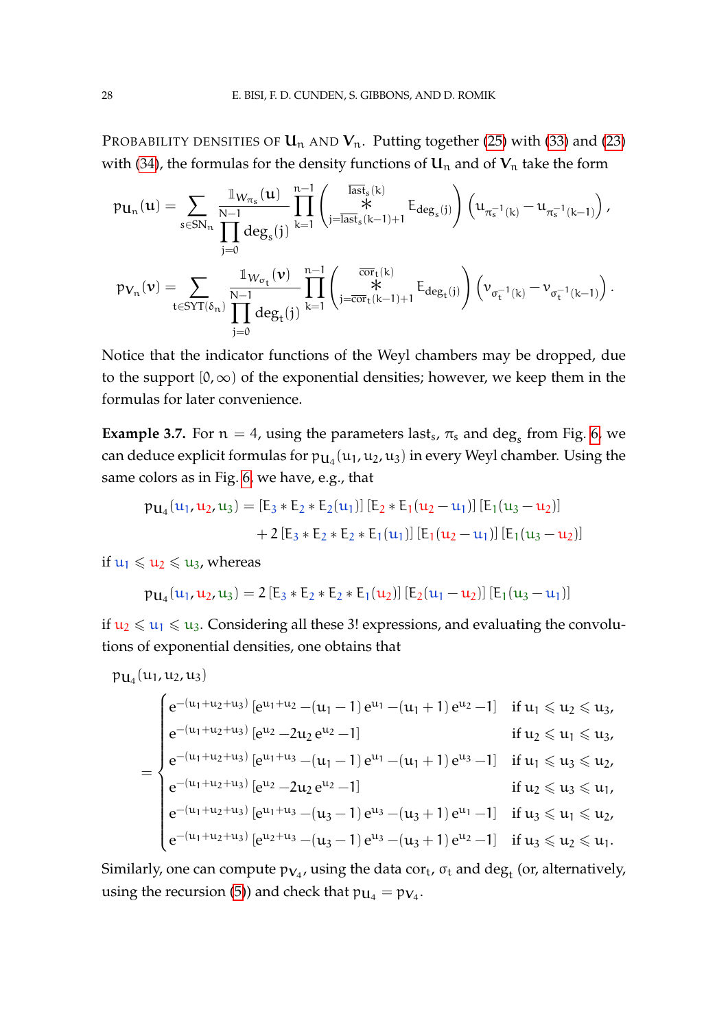Probability densities of $\mathbf{U}_n$ and $\mathbf{V}_n$. Putting together (25) with (33) and (23) with (34), the formulas for the density functions of $\mathbf{U}_n$ and of $\mathbf{V}_n$ take the form

$$p_{\mathbf{U}_n}(\boldsymbol{u}) = \sum_{s \in \mathrm{SN}_n} \frac{\mathbb{1}_{W_{\pi_s}}(\boldsymbol{u})}{\prod_{j=0}^{N-1} \deg_s(j)} \prod_{k=1}^{n-1} \left( \mathop{\ast}_{j=\overline{\mathrm{last}}_s(k-1)+1}^{\overline{\mathrm{last}}_s(k)} \mathrm{E}_{\deg_s(j)} \right) \left( u_{\pi_s^{-1}(k)} - u_{\pi_s^{-1}(k-1)} \right),$$

$$p_{\mathbf{V}_n}(\boldsymbol{v}) = \sum_{t \in \mathrm{SYT}(\delta_n)} \frac{\mathbb{1}_{W_{\sigma_t}}(\boldsymbol{v})}{\prod_{j=0}^{N-1} \deg_t(j)} \prod_{k=1}^{n-1} \left( \mathop{\ast}_{j=\overline{\mathrm{cor}}_t(k-1)+1}^{\overline{\mathrm{cor}}_t(k)} \mathrm{E}_{\deg_t(j)} \right) \left( v_{\sigma_t^{-1}(k)} - v_{\sigma_t^{-1}(k-1)} \right).$$

Notice that the indicator functions of the Weyl chambers may be dropped, due to the support $[0,\infty)$ of the exponential densities; however, we keep them in the formulas for later convenience.

**Example 3.7.** For $n = 4$, using the parameters $\mathrm{last}_s$, $\pi_s$ and $\deg_s$ from Fig. 6, we can deduce explicit formulas for $p_{\mathbf{U}_4}(u_1, u_2, u_3)$ in every Weyl chamber. Using the same colors as in Fig. 6, we have, e.g., that

$$\begin{aligned} p_{\mathbf{U}_4}(u_1,u_2,u_3) &= [\mathrm{E}_3 * \mathrm{E}_2 * \mathrm{E}_2(u_1)]\,[\mathrm{E}_2 * \mathrm{E}_1(u_2-u_1)]\,[\mathrm{E}_1(u_3-u_2)] \\ &\quad + 2\,[\mathrm{E}_3 * \mathrm{E}_2 * \mathrm{E}_2 * \mathrm{E}_1(u_1)]\,[\mathrm{E}_1(u_2-u_1)]\,[\mathrm{E}_1(u_3-u_2)] \end{aligned}$$

if $u_1 \leqslant u_2 \leqslant u_3$, whereas

$$p_{\mathbf{U}_4}(u_1,u_2,u_3) = 2\,[\mathrm{E}_3 * \mathrm{E}_2 * \mathrm{E}_2 * \mathrm{E}_1(u_2)]\,[\mathrm{E}_2(u_1-u_2)]\,[\mathrm{E}_1(u_3-u_1)]$$

if $u_2 \leqslant u_1 \leqslant u_3$. Considering all these 3! expressions, and evaluating the convolutions of exponential densities, one obtains that

$$p_{\mathbf{U}_4}(u_1,u_2,u_3) = \begin{cases} e^{-(u_1+u_2+u_3)}\,[e^{u_1+u_2} - (u_1-1)\,e^{u_1} - (u_1+1)\,e^{u_2} - 1] & \text{if } u_1 \leqslant u_2 \leqslant u_3, \\ e^{-(u_1+u_2+u_3)}\,[e^{u_2} - 2u_2\,e^{u_2} - 1] & \text{if } u_2 \leqslant u_1 \leqslant u_3, \\ e^{-(u_1+u_2+u_3)}\,[e^{u_1+u_3} - (u_1-1)\,e^{u_1} - (u_1+1)\,e^{u_3} - 1] & \text{if } u_1 \leqslant u_3 \leqslant u_2, \\ e^{-(u_1+u_2+u_3)}\,[e^{u_2} - 2u_2\,e^{u_2} - 1] & \text{if } u_2 \leqslant u_3 \leqslant u_1, \\ e^{-(u_1+u_2+u_3)}\,[e^{u_1+u_3} - (u_3-1)\,e^{u_3} - (u_3+1)\,e^{u_1} - 1] & \text{if } u_3 \leqslant u_1 \leqslant u_2, \\ e^{-(u_1+u_2+u_3)}\,[e^{u_2+u_3} - (u_3-1)\,e^{u_3} - (u_3+1)\,e^{u_2} - 1] & \text{if } u_3 \leqslant u_2 \leqslant u_1. \end{cases}$$

Similarly, one can compute $p_{\mathbf{V}_4}$, using the data $\mathrm{cor}_t$, $\sigma_t$ and $\deg_t$ (or, alternatively, using the recursion (5)) and check that $p_{\mathbf{U}_4} = p_{\mathbf{V}_4}$.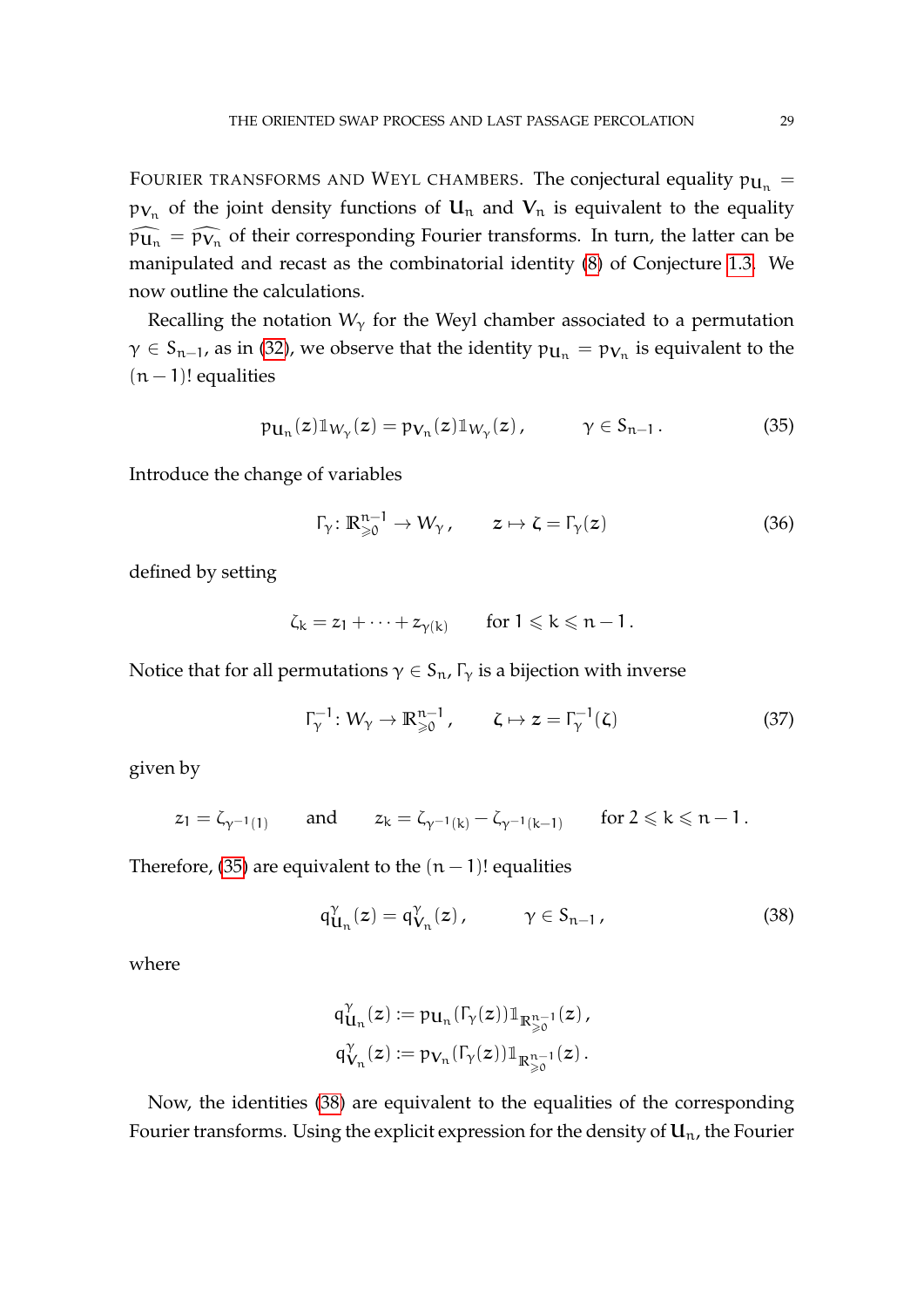Fourier transforms and Weyl chambers. The conjectural equality $p_{\mathbf{U}_n} = p_{\mathbf{V}_n}$ of the joint density functions of $\mathbf{U}_n$ and $\mathbf{V}_n$ is equivalent to the equality $\widehat{p_{\mathbf{U}_n}} = \widehat{p_{\mathbf{V}_n}}$ of their corresponding Fourier transforms. In turn, the latter can be manipulated and recast as the combinatorial identity (8) of Conjecture 1.3. We now outline the calculations.

Recalling the notation $W_\gamma$ for the Weyl chamber associated to a permutation $\gamma \in S_{n-1}$, as in (32), we observe that the identity $p_{\mathbf{U}_n} = p_{\mathbf{V}_n}$ is equivalent to the $(n-1)!$ equalities

$$p_{\mathbf{U}_n}(\boldsymbol{z}) \mathbb{1}_{W_\gamma}(\boldsymbol{z}) = p_{\mathbf{V}_n}(\boldsymbol{z}) \mathbb{1}_{W_\gamma}(\boldsymbol{z}) \,, \qquad \gamma \in S_{n-1} \,. \tag{35}$$

Introduce the change of variables

$$\Gamma_\gamma \colon \mathbb{R}^{n-1}_{\geqslant 0} \to W_\gamma \,, \qquad \boldsymbol{z} \mapsto \boldsymbol{\zeta} = \Gamma_\gamma(\boldsymbol{z}) \tag{36}$$

defined by setting

$$\zeta_k = z_1 + \cdots + z_{\gamma(k)} \qquad \text{for } 1 \leqslant k \leqslant n-1 \,.$$

Notice that for all permutations $\gamma \in S_n$, $\Gamma_\gamma$ is a bijection with inverse

$$\Gamma_\gamma^{-1} \colon W_\gamma \to \mathbb{R}^{n-1}_{\geqslant 0} \,, \qquad \boldsymbol{\zeta} \mapsto \boldsymbol{z} = \Gamma_\gamma^{-1}(\boldsymbol{\zeta}) \tag{37}$$

given by

$$z_1 = \zeta_{\gamma^{-1}(1)} \qquad \text{and} \qquad z_k = \zeta_{\gamma^{-1}(k)} - \zeta_{\gamma^{-1}(k-1)} \qquad \text{for } 2 \leqslant k \leqslant n-1 \,.$$

Therefore, (35) are equivalent to the $(n-1)!$ equalities

$$q^\gamma_{\mathbf{U}_n}(\boldsymbol{z}) = q^\gamma_{\mathbf{V}_n}(\boldsymbol{z}) \,, \qquad \gamma \in S_{n-1} \,, \tag{38}$$

where

$$\begin{aligned} q^\gamma_{\mathbf{U}_n}(\boldsymbol{z}) &:= p_{\mathbf{U}_n}(\Gamma_\gamma(\boldsymbol{z})) \mathbb{1}_{\mathbb{R}^{n-1}_{\geqslant 0}}(\boldsymbol{z}) \,, \\ q^\gamma_{\mathbf{V}_n}(\boldsymbol{z}) &:= p_{\mathbf{V}_n}(\Gamma_\gamma(\boldsymbol{z})) \mathbb{1}_{\mathbb{R}^{n-1}_{\geqslant 0}}(\boldsymbol{z}) \,. \end{aligned}$$

Now, the identities (38) are equivalent to the equalities of the corresponding Fourier transforms. Using the explicit expression for the density of $\mathbf{U}_n$, the Fourier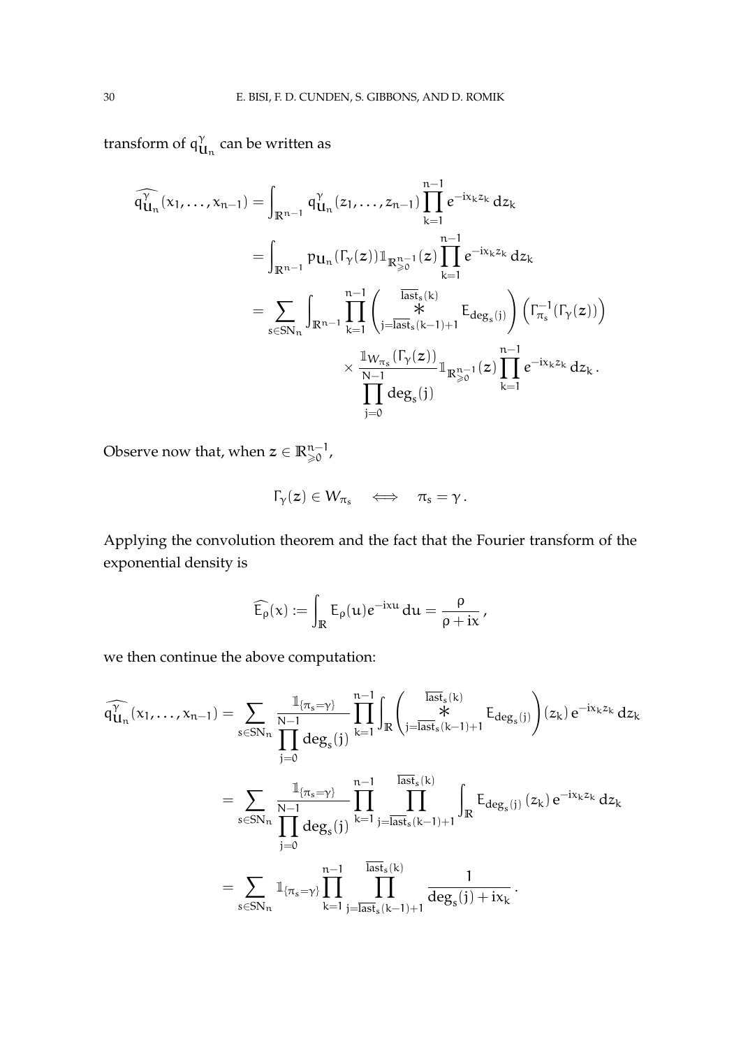transform of $q^{\gamma}_{\mathrm{U}_n}$ can be written as

$$
\begin{aligned}
\widehat{q^{\gamma}_{\mathrm{U}_n}}(x_1,\dots,x_{n-1}) &= \int_{\mathbb{R}^{n-1}} q^{\gamma}_{\mathrm{U}_n}(z_1,\dots,z_{n-1}) \prod_{k=1}^{n-1} e^{-ix_k z_k}\, dz_k \\
&= \int_{\mathbb{R}^{n-1}} p_{\mathrm{U}_n}(\Gamma_\gamma(z)) \mathbb{1}_{\mathbb{R}^{n-1}_{\geqslant 0}}(z) \prod_{k=1}^{n-1} e^{-ix_k z_k}\, dz_k \\
&= \sum_{s\in \mathrm{SN}_n} \int_{\mathbb{R}^{n-1}} \prod_{k=1}^{n-1} \left( \mathop{\ast}_{j=\overline{\mathrm{last}}_s(k-1)+1}^{\overline{\mathrm{last}}_s(k)} E_{\deg_s(j)} \right) \left( \Gamma^{-1}_{\pi_s}(\Gamma_\gamma(z)) \right) \\
&\qquad\qquad \times \frac{\mathbb{1}_{W_{\pi_s}}(\Gamma_\gamma(z))}{\prod_{j=0}^{N-1} \deg_s(j)} \mathbb{1}_{\mathbb{R}^{n-1}_{\geqslant 0}}(z) \prod_{k=1}^{n-1} e^{-ix_k z_k}\, dz_k \,.
\end{aligned}
$$

Observe now that, when $z \in \mathbb{R}^{n-1}_{\geqslant 0}$,

$$
\Gamma_\gamma(z) \in W_{\pi_s} \quad \Longleftrightarrow \quad \pi_s = \gamma \,.
$$

Applying the convolution theorem and the fact that the Fourier transform of the exponential density is

$$
\widehat{E_\rho}(x) := \int_{\mathbb{R}} E_\rho(u) e^{-ixu}\, du = \frac{\rho}{\rho + ix}\,,
$$

we then continue the above computation:

$$
\begin{aligned}
\widehat{q^{\gamma}_{\mathrm{U}_n}}(x_1,\dots,x_{n-1}) &= \sum_{s\in \mathrm{SN}_n} \frac{\mathbb{1}_{\{\pi_s=\gamma\}}}{\prod_{j=0}^{N-1} \deg_s(j)} \prod_{k=1}^{n-1} \int_{\mathbb{R}} \left( \mathop{\ast}_{j=\overline{\mathrm{last}}_s(k-1)+1}^{\overline{\mathrm{last}}_s(k)} E_{\deg_s(j)} \right)(z_k)\, e^{-ix_k z_k}\, dz_k \\
&= \sum_{s\in \mathrm{SN}_n} \frac{\mathbb{1}_{\{\pi_s=\gamma\}}}{\prod_{j=0}^{N-1} \deg_s(j)} \prod_{k=1}^{n-1} \prod_{j=\overline{\mathrm{last}}_s(k-1)+1}^{\overline{\mathrm{last}}_s(k)} \int_{\mathbb{R}} E_{\deg_s(j)}(z_k)\, e^{-ix_k z_k}\, dz_k \\
&= \sum_{s\in \mathrm{SN}_n} \mathbb{1}_{\{\pi_s=\gamma\}} \prod_{k=1}^{n-1} \prod_{j=\overline{\mathrm{last}}_s(k-1)+1}^{\overline{\mathrm{last}}_s(k)} \frac{1}{\deg_s(j) + ix_k}\,.
\end{aligned}
$$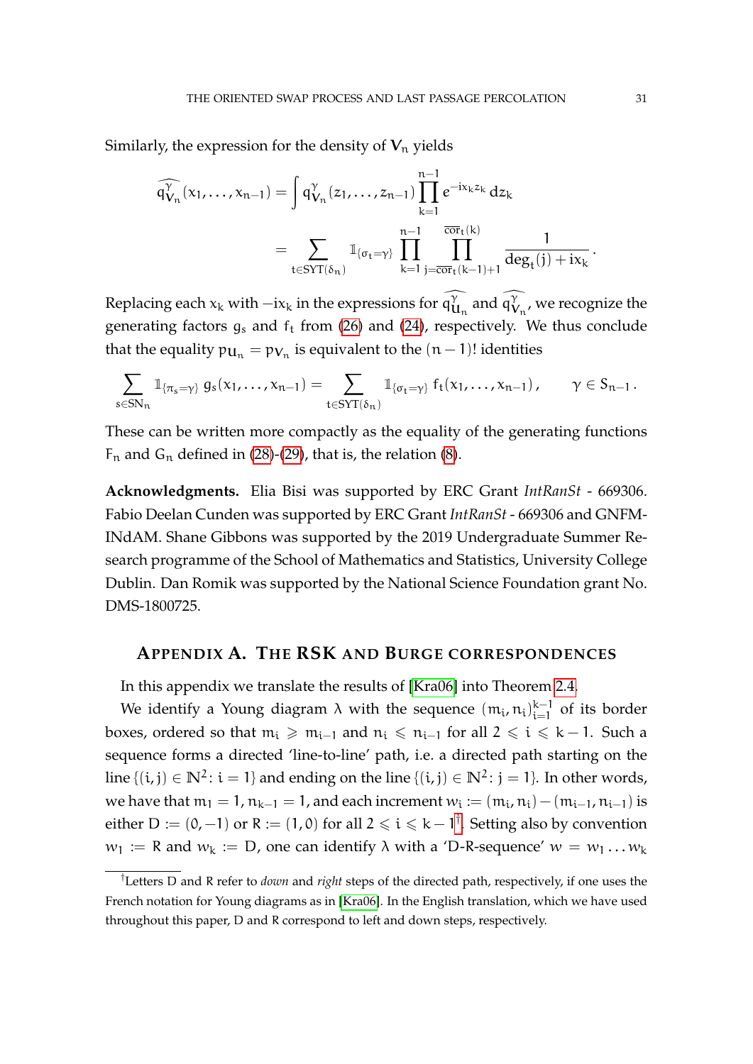Similarly, the expression for the density of $\mathbf{V}_n$ yields

$$\widehat{q^{\gamma}_{\mathbf{V}_n}}(x_1,\dots,x_{n-1}) = \int q^{\gamma}_{\mathbf{V}_n}(z_1,\dots,z_{n-1}) \prod_{k=1}^{n-1} e^{-ix_k z_k}\, dz_k$$

$$= \sum_{t\in \mathrm{SYT}(\delta_n)} \mathbb{1}_{\{\sigma_t=\gamma\}} \prod_{k=1}^{n-1} \prod_{j=\overline{\mathrm{cor}}_t(k-1)+1}^{\overline{\mathrm{cor}}_t(k)} \frac{1}{\deg_t(j)+ix_k}\,.$$

Replacing each $x_k$ with $-ix_k$ in the expressions for $\widehat{q^{\gamma}_{\mathbf{U}_n}}$ and $\widehat{q^{\gamma}_{\mathbf{V}_n}}$, we recognize the generating factors $g_s$ and $f_t$ from (26) and (24), respectively. We thus conclude that the equality $p_{\mathbf{U}_n} = p_{\mathbf{V}_n}$ is equivalent to the $(n-1)!$ identities

$$\sum_{s\in \mathrm{SN}_n} \mathbb{1}_{\{\pi_s=\gamma\}}\, g_s(x_1,\dots,x_{n-1}) = \sum_{t\in \mathrm{SYT}(\delta_n)} \mathbb{1}_{\{\sigma_t=\gamma\}}\, f_t(x_1,\dots,x_{n-1})\,, \qquad \gamma \in S_{n-1}\,.$$

These can be written more compactly as the equality of the generating functions $F_n$ and $G_n$ defined in (28)-(29), that is, the relation (8).

**Acknowledgments.** Elia Bisi was supported by ERC Grant *IntRanSt* - 669306. Fabio Deelan Cunden was supported by ERC Grant *IntRanSt* - 669306 and GNFM-INdAM. Shane Gibbons was supported by the 2019 Undergraduate Summer Research programme of the School of Mathematics and Statistics, University College Dublin. Dan Romik was supported by the National Science Foundation grant No. DMS-1800725.

## Appendix A. The RSK and Burge correspondences

In this appendix we translate the results of [Kra06] into Theorem 2.4.

We identify a Young diagram $\lambda$ with the sequence $(m_i, n_i)_{i=1}^{k-1}$ of its border boxes, ordered so that $m_i \geqslant m_{i-1}$ and $n_i \leqslant n_{i-1}$ for all $2 \leqslant i \leqslant k-1$. Such a sequence forms a directed 'line-to-line' path, i.e. a directed path starting on the line $\{(i,j)\in\mathbb{N}^2 : i=1\}$ and ending on the line $\{(i,j)\in\mathbb{N}^2 : j=1\}$. In other words, we have that $m_1 = 1$, $n_{k-1} = 1$, and each increment $w_i := (m_i,n_i) - (m_{i-1},n_{i-1})$ is either $\mathsf{D} := (0,-1)$ or $\mathsf{R} := (1,0)$ for all $2 \leqslant i \leqslant k-1$[†]. Setting also by convention $w_1 := \mathsf{R}$ and $w_k := \mathsf{D}$, one can identify $\lambda$ with a 'D-R-sequence' $w = w_1 \dots w_k$

[†]Letters D and R refer to *down* and *right* steps of the directed path, respectively, if one uses the French notation for Young diagrams as in [Kra06]. In the English translation, which we have used throughout this paper, D and R correspond to left and down steps, respectively.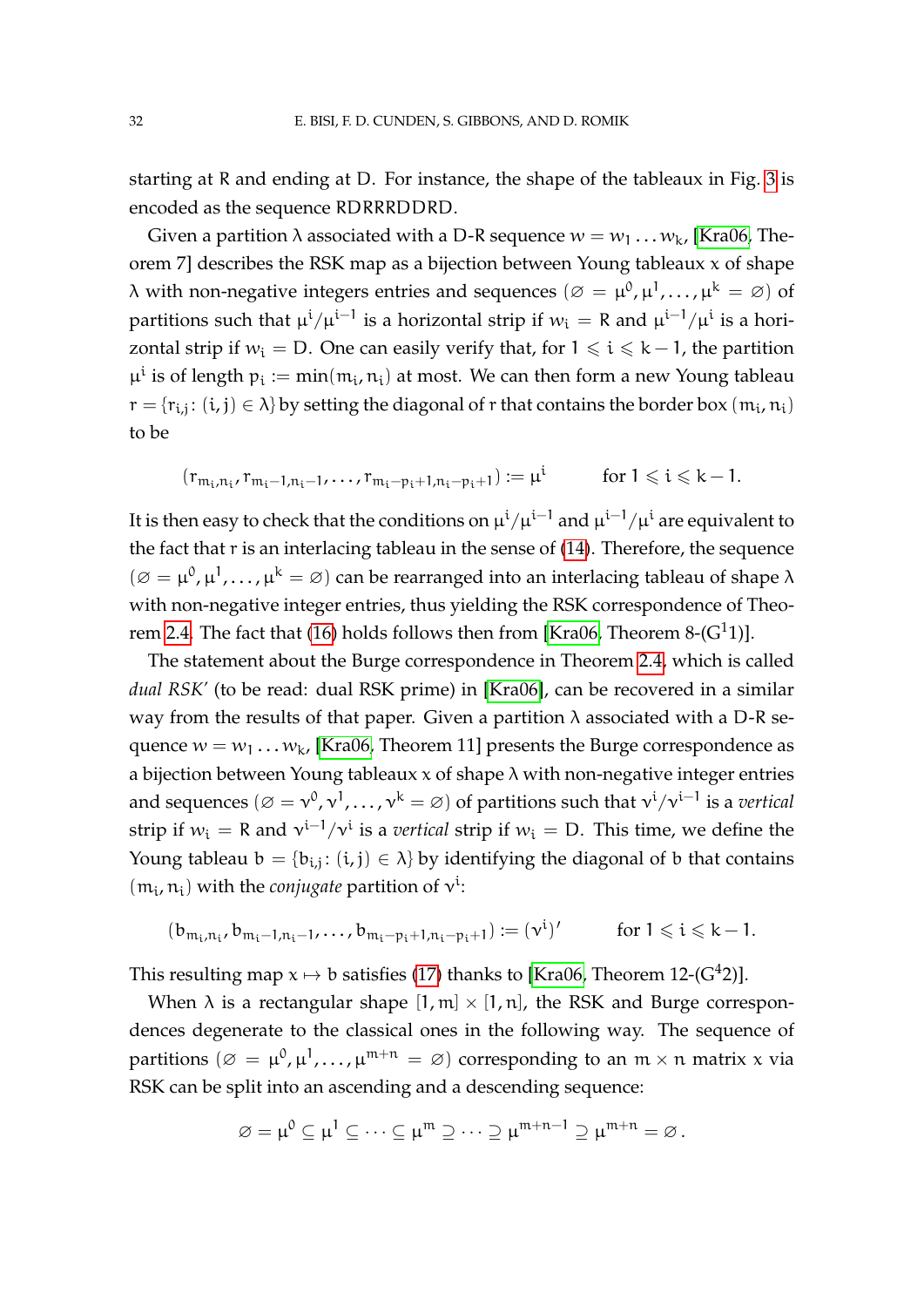starting at R and ending at D. For instance, the shape of the tableaux in Fig. 3 is encoded as the sequence RDRRRDDRD.

Given a partition $\lambda$ associated with a D-R sequence $w = w_1 \dots w_k$, [Kra06, Theorem 7] describes the RSK map as a bijection between Young tableaux $x$ of shape $\lambda$ with non-negative integers entries and sequences $(\varnothing = \mu^0, \mu^1, \dots, \mu^k = \varnothing)$ of partitions such that $\mu^i/\mu^{i-1}$ is a horizontal strip if $w_i = \mathrm{R}$ and $\mu^{i-1}/\mu^i$ is a horizontal strip if $w_i = \mathrm{D}$. One can easily verify that, for $1 \leqslant i \leqslant k-1$, the partition $\mu^i$ is of length $p_i := \min(m_i, n_i)$ at most. We can then form a new Young tableau $r = \{r_{i,j} : (i,j) \in \lambda\}$ by setting the diagonal of $r$ that contains the border box $(m_i, n_i)$ to be

$$(r_{m_i,n_i}, r_{m_i-1,n_i-1}, \dots, r_{m_i-p_i+1,n_i-p_i+1}) := \mu^i \qquad \text{for } 1 \leqslant i \leqslant k-1.$$

It is then easy to check that the conditions on $\mu^i/\mu^{i-1}$ and $\mu^{i-1}/\mu^i$ are equivalent to the fact that $r$ is an interlacing tableau in the sense of (14). Therefore, the sequence $(\varnothing = \mu^0, \mu^1, \dots, \mu^k = \varnothing)$ can be rearranged into an interlacing tableau of shape $\lambda$ with non-negative integer entries, thus yielding the RSK correspondence of Theorem 2.4. The fact that (16) holds follows then from [Kra06, Theorem 8-($G^1 1$)].

The statement about the Burge correspondence in Theorem 2.4, which is called *dual RSK′* (to be read: dual RSK prime) in [Kra06], can be recovered in a similar way from the results of that paper. Given a partition $\lambda$ associated with a D-R sequence $w = w_1 \dots w_k$, [Kra06, Theorem 11] presents the Burge correspondence as a bijection between Young tableaux $x$ of shape $\lambda$ with non-negative integer entries and sequences $(\varnothing = \nu^0, \nu^1, \dots, \nu^k = \varnothing)$ of partitions such that $\nu^i/\nu^{i-1}$ is a *vertical* strip if $w_i = \mathrm{R}$ and $\nu^{i-1}/\nu^i$ is a *vertical* strip if $w_i = \mathrm{D}$. This time, we define the Young tableau $b = \{b_{i,j} : (i,j) \in \lambda\}$ by identifying the diagonal of $b$ that contains $(m_i, n_i)$ with the *conjugate* partition of $\nu^i$:

$$(b_{m_i,n_i}, b_{m_i-1,n_i-1}, \dots, b_{m_i-p_i+1,n_i-p_i+1}) := (\nu^i)' \qquad \text{for } 1 \leqslant i \leqslant k-1.$$

This resulting map $x \mapsto b$ satisfies (17) thanks to [Kra06, Theorem 12-($G^4 2$)].

When $\lambda$ is a rectangular shape $[1,m] \times [1,n]$, the RSK and Burge correspondences degenerate to the classical ones in the following way. The sequence of partitions $(\varnothing = \mu^0, \mu^1, \dots, \mu^{m+n} = \varnothing)$ corresponding to an $m \times n$ matrix $x$ via RSK can be split into an ascending and a descending sequence:

$$\varnothing = \mu^0 \subseteq \mu^1 \subseteq \cdots \subseteq \mu^m \supseteq \cdots \supseteq \mu^{m+n-1} \supseteq \mu^{m+n} = \varnothing\,.$$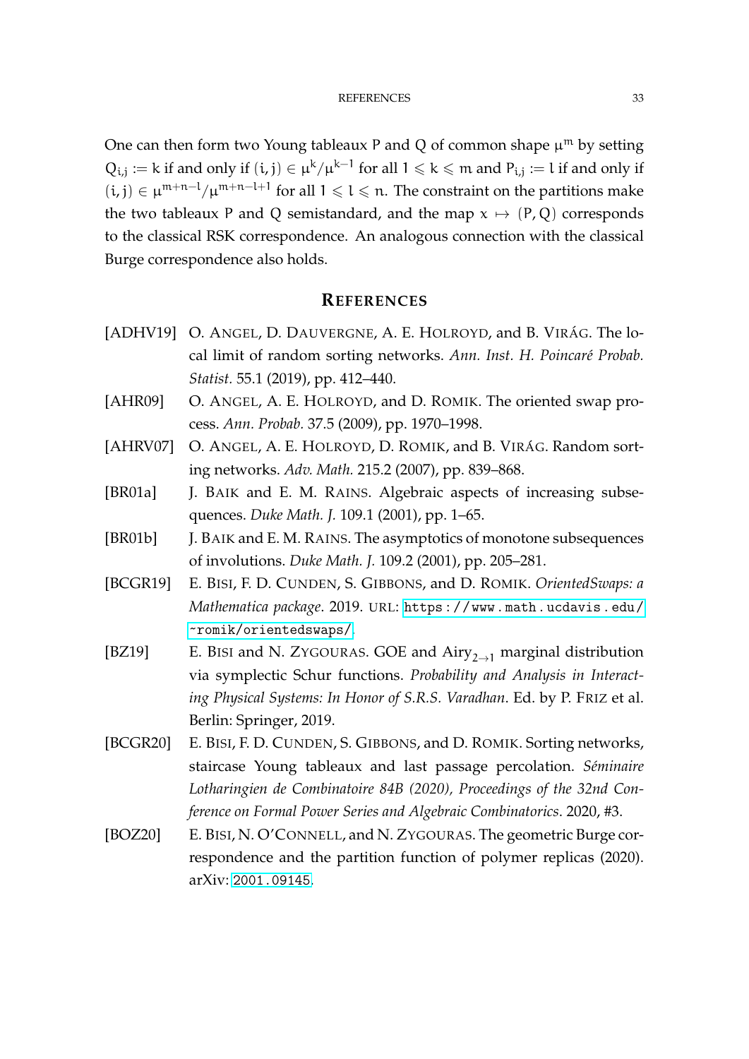One can then form two Young tableaux $P$ and $Q$ of common shape $\mu^m$ by setting $Q_{i,j} := k$ if and only if $(i,j) \in \mu^k/\mu^{k-1}$ for all $1 \leqslant k \leqslant m$ and $P_{i,j} := l$ if and only if $(i,j) \in \mu^{m+n-l}/\mu^{m+n-l+1}$ for all $1 \leqslant l \leqslant n$. The constraint on the partitions make the two tableaux $P$ and $Q$ semistandard, and the map $x \mapsto (P, Q)$ corresponds to the classical RSK correspondence. An analogous connection with the classical Burge correspondence also holds.

## References

- [ADHV19] O. Angel, D. Dauvergne, A. E. Holroyd, and B. Virág. The local limit of random sorting networks. *Ann. Inst. H. Poincaré Probab. Statist.* 55.1 (2019), pp. 412–440.
- [AHR09] O. Angel, A. E. Holroyd, and D. Romik. The oriented swap process. *Ann. Probab.* 37.5 (2009), pp. 1970–1998.
- [AHRV07] O. Angel, A. E. Holroyd, D. Romik, and B. Virág. Random sorting networks. *Adv. Math.* 215.2 (2007), pp. 839–868.
- [BR01a] J. Baik and E. M. Rains. Algebraic aspects of increasing subsequences. *Duke Math. J.* 109.1 (2001), pp. 1–65.
- [BR01b] J. Baik and E. M. Rains. The asymptotics of monotone subsequences of involutions. *Duke Math. J.* 109.2 (2001), pp. 205–281.
- [BCGR19] E. Bisi, F. D. Cunden, S. Gibbons, and D. Romik. *OrientedSwaps: a Mathematica package*. 2019. URL: https://www.math.ucdavis.edu/~romik/orientedswaps/.
- [BZ19] E. Bisi and N. Zygouras. GOE and $\text{Airy}_{2\to 1}$ marginal distribution via symplectic Schur functions. *Probability and Analysis in Interacting Physical Systems: In Honor of S.R.S. Varadhan*. Ed. by P. Friz et al. Berlin: Springer, 2019.
- [BCGR20] E. Bisi, F. D. Cunden, S. Gibbons, and D. Romik. Sorting networks, staircase Young tableaux and last passage percolation. *Séminaire Lotharingien de Combinatoire 84B (2020), Proceedings of the 32nd Conference on Formal Power Series and Algebraic Combinatorics*. 2020, #3.
- [BOZ20] E. Bisi, N. O'Connell, and N. Zygouras. The geometric Burge correspondence and the partition function of polymer replicas (2020). arXiv: 2001.09145.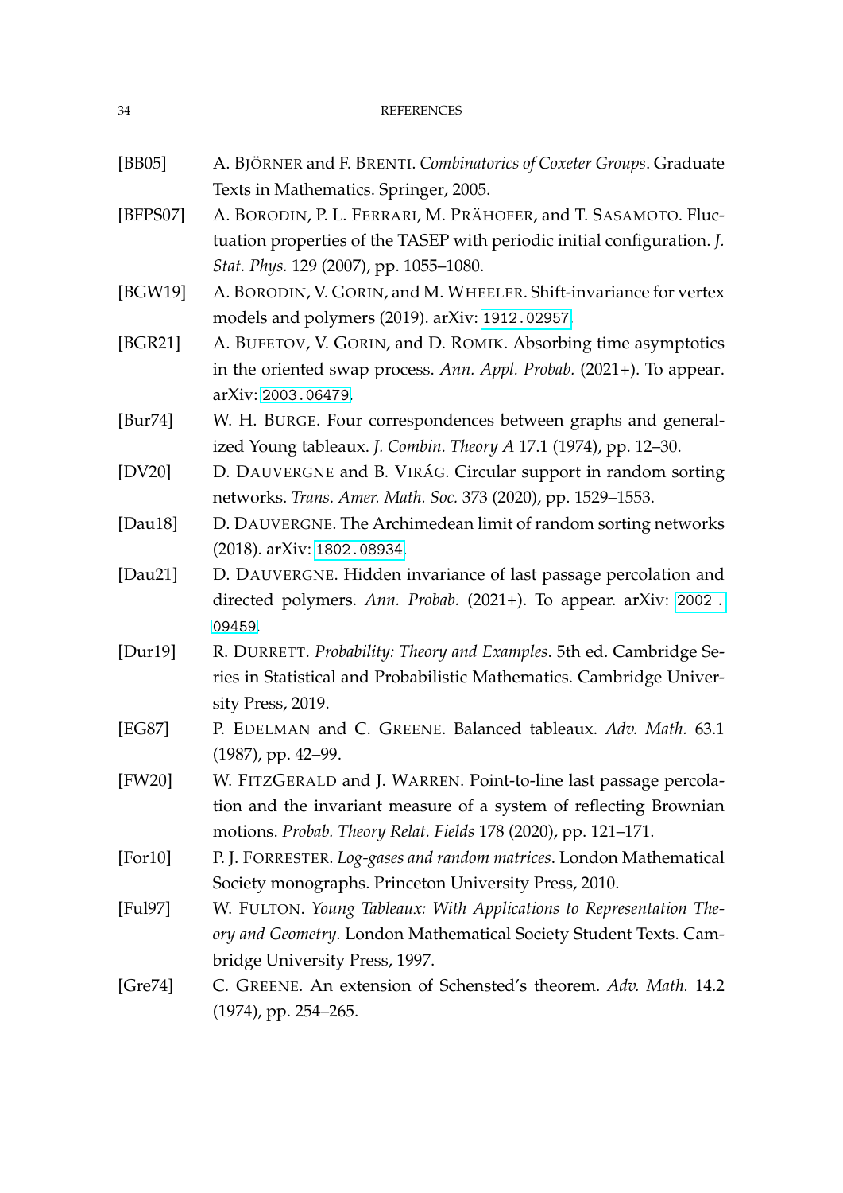- [BB05] A. Björner and F. Brenti. *Combinatorics of Coxeter Groups*. Graduate Texts in Mathematics. Springer, 2005.
- [BFPS07] A. Borodin, P. L. Ferrari, M. Prähofer, and T. Sasamoto. Fluctuation properties of the TASEP with periodic initial configuration. *J. Stat. Phys.* 129 (2007), pp. 1055–1080.
- [BGW19] A. Borodin, V. Gorin, and M. Wheeler. Shift-invariance for vertex models and polymers (2019). arXiv: 1912.02957.
- [BGR21] A. Bufetov, V. Gorin, and D. Romik. Absorbing time asymptotics in the oriented swap process. *Ann. Appl. Probab.* (2021+). To appear. arXiv: 2003.06479.
- [Bur74] W. H. Burge. Four correspondences between graphs and generalized Young tableaux. *J. Combin. Theory A* 17.1 (1974), pp. 12–30.
- [DV20] D. Dauvergne and B. Virág. Circular support in random sorting networks. *Trans. Amer. Math. Soc.* 373 (2020), pp. 1529–1553.
- [Dau18] D. Dauvergne. The Archimedean limit of random sorting networks (2018). arXiv: 1802.08934.
- [Dau21] D. Dauvergne. Hidden invariance of last passage percolation and directed polymers. *Ann. Probab.* (2021+). To appear. arXiv: 2002.09459.
- [Dur19] R. Durrett. *Probability: Theory and Examples*. 5th ed. Cambridge Series in Statistical and Probabilistic Mathematics. Cambridge University Press, 2019.
- [EG87] P. Edelman and C. Greene. Balanced tableaux. *Adv. Math.* 63.1 (1987), pp. 42–99.
- [FW20] W. FitzGerald and J. Warren. Point-to-line last passage percolation and the invariant measure of a system of reflecting Brownian motions. *Probab. Theory Relat. Fields* 178 (2020), pp. 121–171.
- [For10] P. J. Forrester. *Log-gases and random matrices*. London Mathematical Society monographs. Princeton University Press, 2010.
- [Ful97] W. Fulton. *Young Tableaux: With Applications to Representation Theory and Geometry*. London Mathematical Society Student Texts. Cambridge University Press, 1997.
- [Gre74] C. Greene. An extension of Schensted's theorem. *Adv. Math.* 14.2 (1974), pp. 254–265.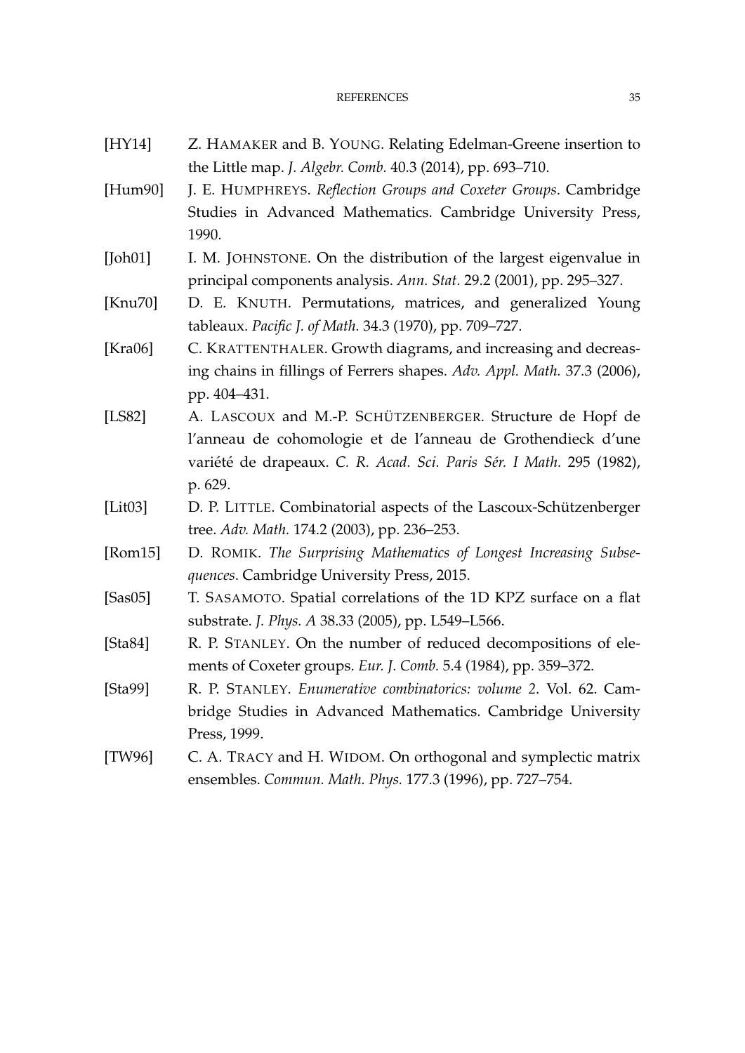[HY14] Z. HAMAKER and B. YOUNG. Relating Edelman-Greene insertion to the Little map. *J. Algebr. Comb.* 40.3 (2014), pp. 693–710.

[Hum90] J. E. HUMPHREYS. *Reflection Groups and Coxeter Groups*. Cambridge Studies in Advanced Mathematics. Cambridge University Press, 1990.

[Joh01] I. M. JOHNSTONE. On the distribution of the largest eigenvalue in principal components analysis. *Ann. Stat.* 29.2 (2001), pp. 295–327.

[Knu70] D. E. KNUTH. Permutations, matrices, and generalized Young tableaux. *Pacific J. of Math.* 34.3 (1970), pp. 709–727.

[Kra06] C. KRATTENTHALER. Growth diagrams, and increasing and decreasing chains in fillings of Ferrers shapes. *Adv. Appl. Math.* 37.3 (2006), pp. 404–431.

[LS82] A. LASCOUX and M.-P. SCHÜTZENBERGER. Structure de Hopf de l'anneau de cohomologie et de l'anneau de Grothendieck d'une variété de drapeaux. *C. R. Acad. Sci. Paris Sér. I Math.* 295 (1982), p. 629.

[Lit03] D. P. LITTLE. Combinatorial aspects of the Lascoux-Schützenberger tree. *Adv. Math.* 174.2 (2003), pp. 236–253.

[Rom15] D. ROMIK. *The Surprising Mathematics of Longest Increasing Subsequences*. Cambridge University Press, 2015.

[Sas05] T. SASAMOTO. Spatial correlations of the 1D KPZ surface on a flat substrate. *J. Phys. A* 38.33 (2005), pp. L549–L566.

[Sta84] R. P. STANLEY. On the number of reduced decompositions of elements of Coxeter groups. *Eur. J. Comb.* 5.4 (1984), pp. 359–372.

[Sta99] R. P. STANLEY. *Enumerative combinatorics: volume 2*. Vol. 62. Cambridge Studies in Advanced Mathematics. Cambridge University Press, 1999.

[TW96] C. A. TRACY and H. WIDOM. On orthogonal and symplectic matrix ensembles. *Commun. Math. Phys.* 177.3 (1996), pp. 727–754.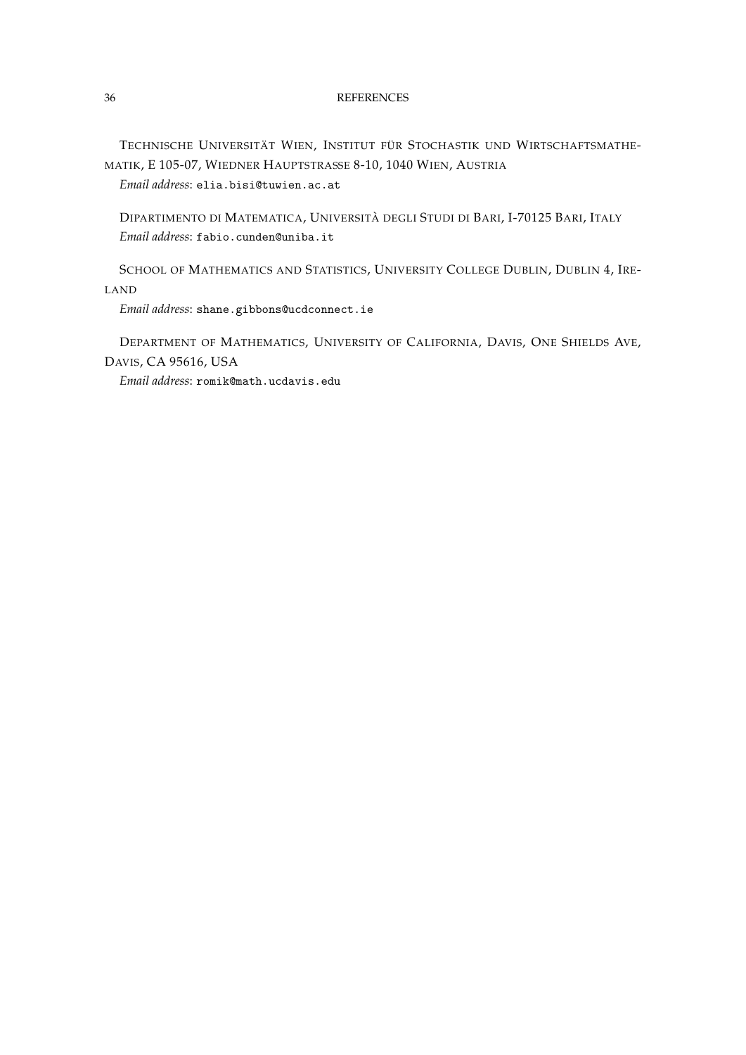Technische Universität Wien, Institut für Stochastik und Wirtschaftsmathematik, E 105-07, Wiedner Hauptstrasse 8-10, 1040 Wien, Austria

*Email address*: elia.bisi@tuwien.ac.at

Dipartimento di Matematica, Università degli Studi di Bari, I-70125 Bari, Italy

*Email address*: fabio.cunden@uniba.it

School of Mathematics and Statistics, University College Dublin, Dublin 4, Ireland

*Email address*: shane.gibbons@ucdconnect.ie

Department of Mathematics, University of California, Davis, One Shields Ave, Davis, CA 95616, USA

*Email address*: romik@math.ucdavis.edu